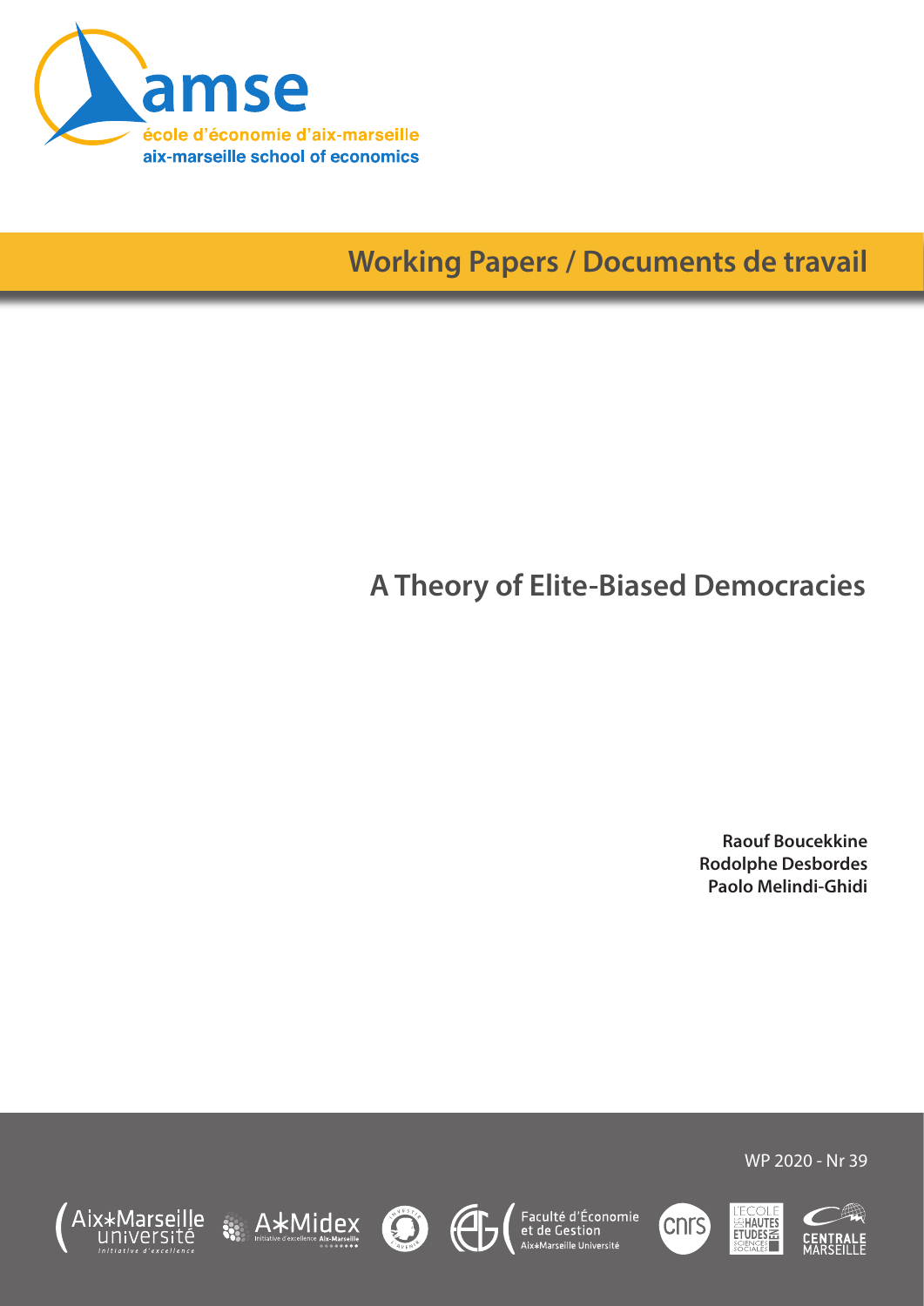amse

école d'économie d'aix-marseille

aix-marseille school of economics

Working Papers / Documents de travail

# A Theory of Elite-Biased Democracies

**Raouf Boucekkine**
**Rodolphe Desbordes**
**Paolo Melindi-Ghidi**

WP 2020 - Nr 39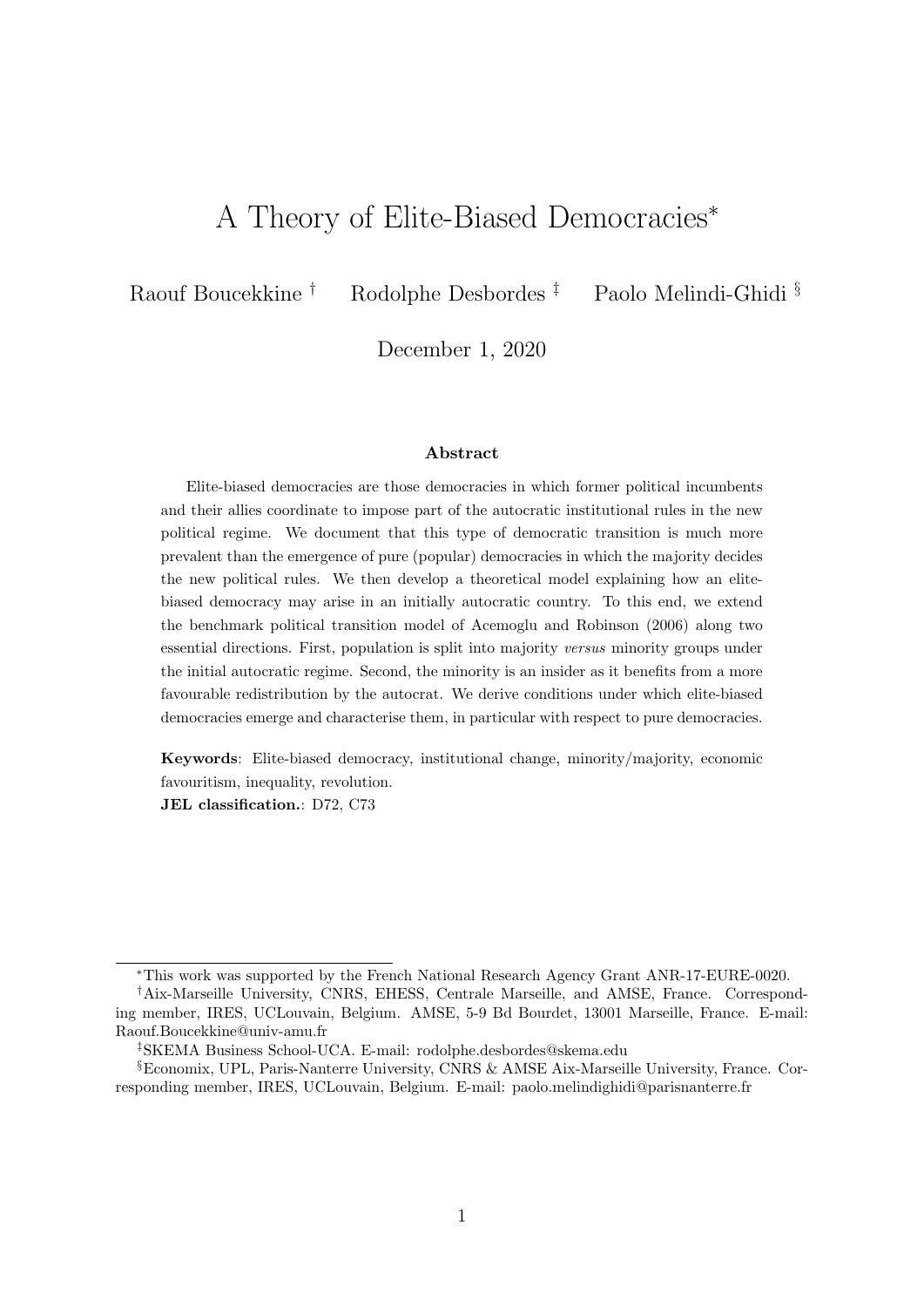# A Theory of Elite-Biased Democracies*

Raouf Boucekkine † Rodolphe Desbordes ‡ Paolo Melindi-Ghidi §

December 1, 2020

### Abstract

Elite-biased democracies are those democracies in which former political incumbents and their allies coordinate to impose part of the autocratic institutional rules in the new political regime. We document that this type of democratic transition is much more prevalent than the emergence of pure (popular) democracies in which the majority decides the new political rules. We then develop a theoretical model explaining how an elite-biased democracy may arise in an initially autocratic country. To this end, we extend the benchmark political transition model of Acemoglu and Robinson (2006) along two essential directions. First, population is split into majority *versus* minority groups under the initial autocratic regime. Second, the minority is an insider as it benefits from a more favourable redistribution by the autocrat. We derive conditions under which elite-biased democracies emerge and characterise them, in particular with respect to pure democracies.

**Keywords**: Elite-biased democracy, institutional change, minority/majority, economic favouritism, inequality, revolution.

**JEL classification.**: D72, C73

---

*This work was supported by the French National Research Agency Grant ANR-17-EURE-0020.

†Aix-Marseille University, CNRS, EHESS, Centrale Marseille, and AMSE, France. Corresponding member, IRES, UCLouvain, Belgium. AMSE, 5-9 Bd Bourdet, 13001 Marseille, France. E-mail: Raouf.Boucekkine@univ-amu.fr

‡SKEMA Business School-UCA. E-mail: rodolphe.desbordes@skema.edu

§Economix, UPL, Paris-Nanterre University, CNRS & AMSE Aix-Marseille University, France. Corresponding member, IRES, UCLouvain, Belgium. E-mail: paolo.melindighidi@parisnanterre.fr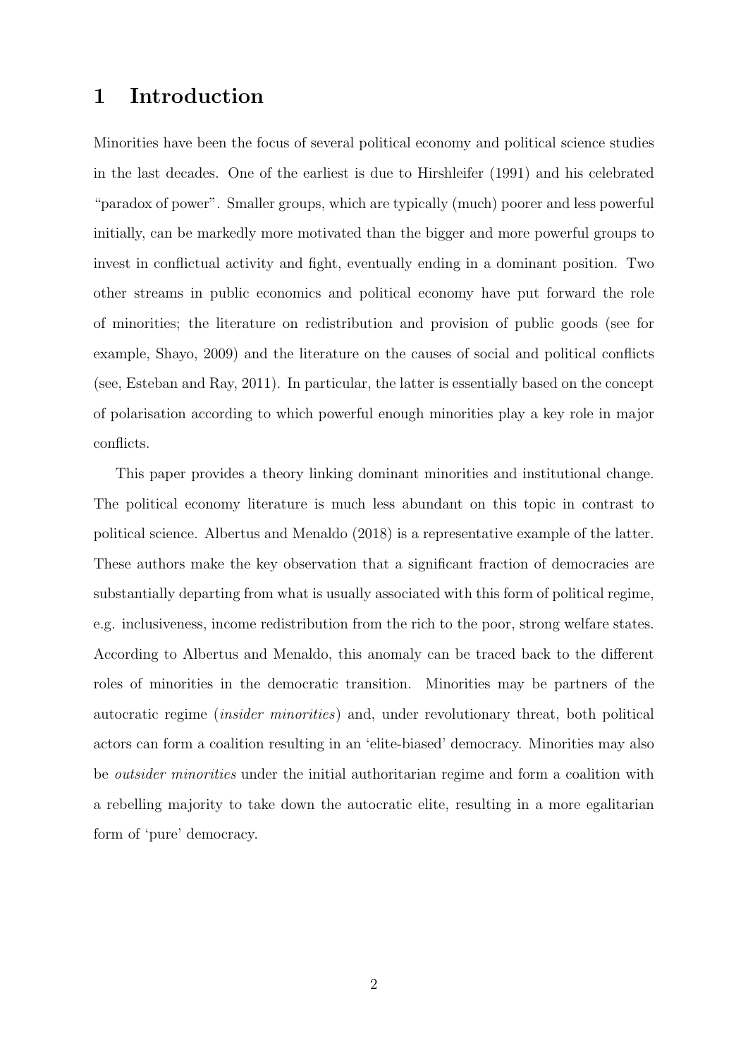# 1 Introduction

Minorities have been the focus of several political economy and political science studies in the last decades. One of the earliest is due to Hirshleifer (1991) and his celebrated "paradox of power". Smaller groups, which are typically (much) poorer and less powerful initially, can be markedly more motivated than the bigger and more powerful groups to invest in conflictual activity and fight, eventually ending in a dominant position. Two other streams in public economics and political economy have put forward the role of minorities; the literature on redistribution and provision of public goods (see for example, Shayo, 2009) and the literature on the causes of social and political conflicts (see, Esteban and Ray, 2011). In particular, the latter is essentially based on the concept of polarisation according to which powerful enough minorities play a key role in major conflicts.

This paper provides a theory linking dominant minorities and institutional change. The political economy literature is much less abundant on this topic in contrast to political science. Albertus and Menaldo (2018) is a representative example of the latter. These authors make the key observation that a significant fraction of democracies are substantially departing from what is usually associated with this form of political regime, e.g. inclusiveness, income redistribution from the rich to the poor, strong welfare states. According to Albertus and Menaldo, this anomaly can be traced back to the different roles of minorities in the democratic transition. Minorities may be partners of the autocratic regime (*insider minorities*) and, under revolutionary threat, both political actors can form a coalition resulting in an 'elite-biased' democracy. Minorities may also be *outsider minorities* under the initial authoritarian regime and form a coalition with a rebelling majority to take down the autocratic elite, resulting in a more egalitarian form of 'pure' democracy.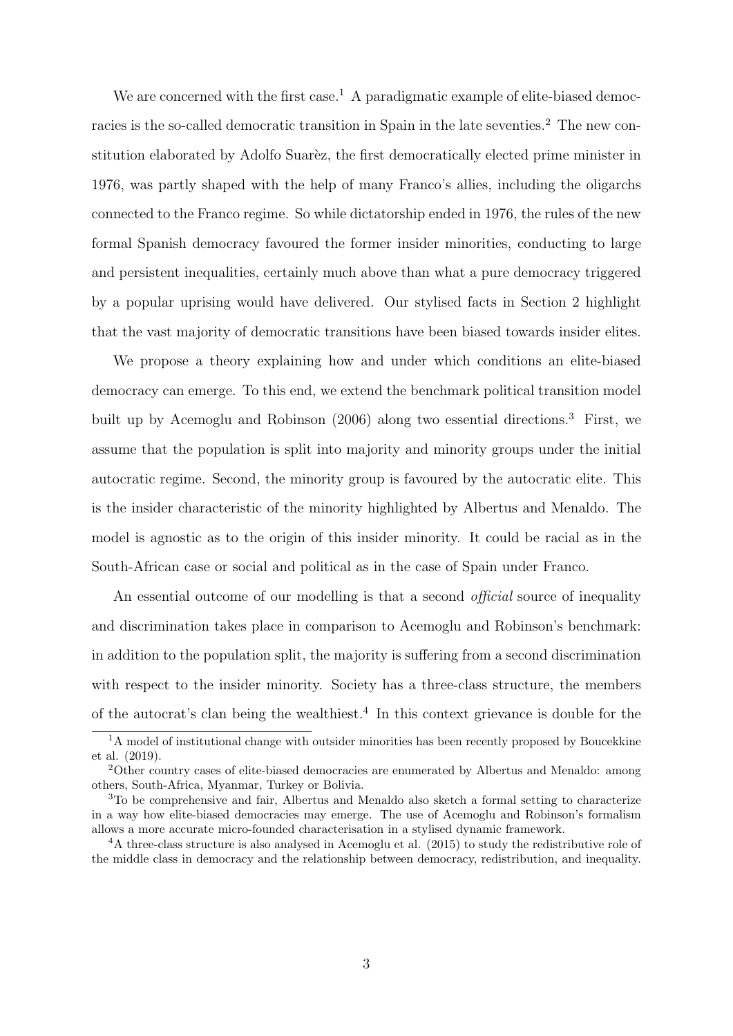We are concerned with the first case.[1] A paradigmatic example of elite-biased democracies is the so-called democratic transition in Spain in the late seventies.[2] The new constitution elaborated by Adolfo Suarèz, the first democratically elected prime minister in 1976, was partly shaped with the help of many Franco's allies, including the oligarchs connected to the Franco regime. So while dictatorship ended in 1976, the rules of the new formal Spanish democracy favoured the former insider minorities, conducting to large and persistent inequalities, certainly much above than what a pure democracy triggered by a popular uprising would have delivered. Our stylised facts in Section 2 highlight that the vast majority of democratic transitions have been biased towards insider elites.

We propose a theory explaining how and under which conditions an elite-biased democracy can emerge. To this end, we extend the benchmark political transition model built up by Acemoglu and Robinson (2006) along two essential directions.[3] First, we assume that the population is split into majority and minority groups under the initial autocratic regime. Second, the minority group is favoured by the autocratic elite. This is the insider characteristic of the minority highlighted by Albertus and Menaldo. The model is agnostic as to the origin of this insider minority. It could be racial as in the South-African case or social and political as in the case of Spain under Franco.

An essential outcome of our modelling is that a second *official* source of inequality and discrimination takes place in comparison to Acemoglu and Robinson's benchmark: in addition to the population split, the majority is suffering from a second discrimination with respect to the insider minority. Society has a three-class structure, the members of the autocrat's clan being the wealthiest.[4] In this context grievance is double for the

[1] A model of institutional change with outsider minorities has been recently proposed by Boucekkine et al. (2019).

[2] Other country cases of elite-biased democracies are enumerated by Albertus and Menaldo: among others, South-Africa, Myanmar, Turkey or Bolivia.

[3] To be comprehensive and fair, Albertus and Menaldo also sketch a formal setting to characterize in a way how elite-biased democracies may emerge. The use of Acemoglu and Robinson's formalism allows a more accurate micro-founded characterisation in a stylised dynamic framework.

[4] A three-class structure is also analysed in Acemoglu et al. (2015) to study the redistributive role of the middle class in democracy and the relationship between democracy, redistribution, and inequality.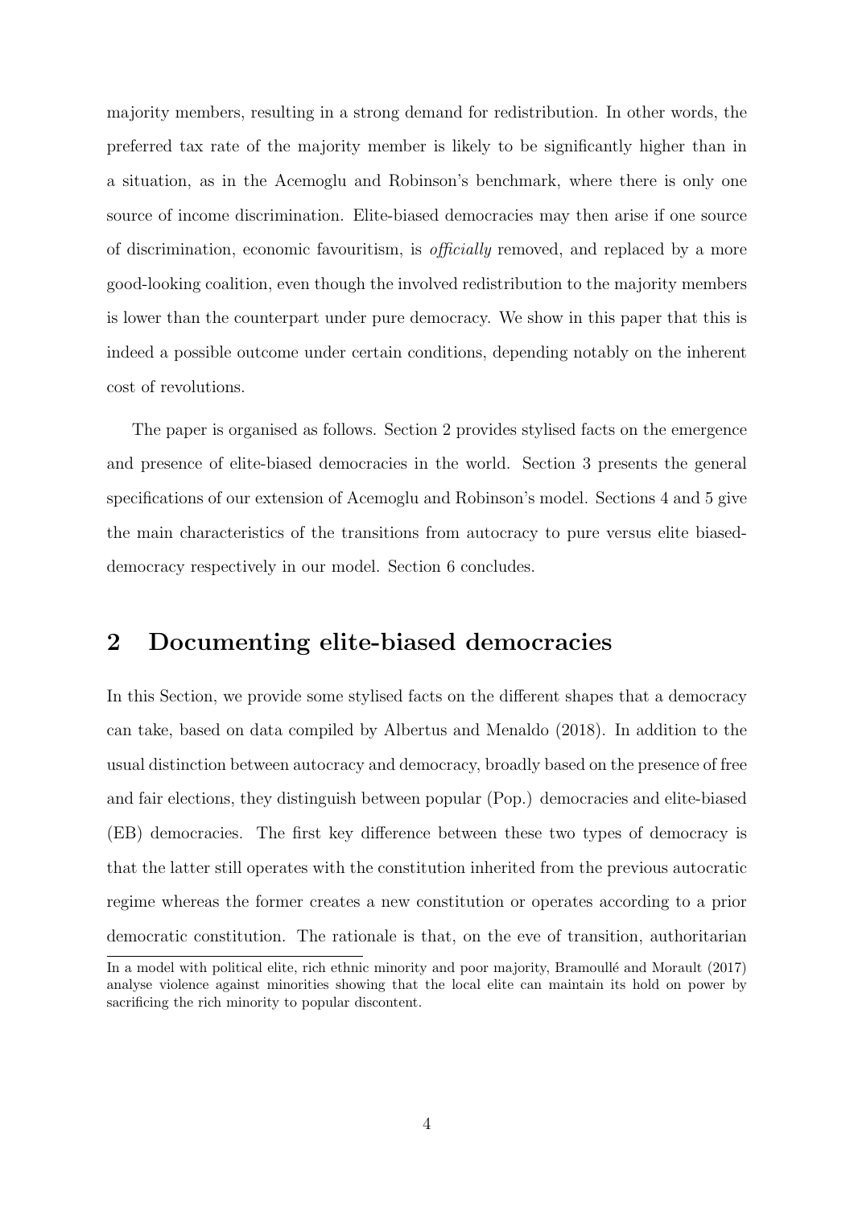majority members, resulting in a strong demand for redistribution. In other words, the preferred tax rate of the majority member is likely to be significantly higher than in a situation, as in the Acemoglu and Robinson's benchmark, where there is only one source of income discrimination. Elite-biased democracies may then arise if one source of discrimination, economic favouritism, is *officially* removed, and replaced by a more good-looking coalition, even though the involved redistribution to the majority members is lower than the counterpart under pure democracy. We show in this paper that this is indeed a possible outcome under certain conditions, depending notably on the inherent cost of revolutions.

The paper is organised as follows. Section 2 provides stylised facts on the emergence and presence of elite-biased democracies in the world. Section 3 presents the general specifications of our extension of Acemoglu and Robinson's model. Sections 4 and 5 give the main characteristics of the transitions from autocracy to pure versus elite biased-democracy respectively in our model. Section 6 concludes.

## 2 Documenting elite-biased democracies

In this Section, we provide some stylised facts on the different shapes that a democracy can take, based on data compiled by Albertus and Menaldo (2018). In addition to the usual distinction between autocracy and democracy, broadly based on the presence of free and fair elections, they distinguish between popular (Pop.) democracies and elite-biased (EB) democracies. The first key difference between these two types of democracy is that the latter still operates with the constitution inherited from the previous autocratic regime whereas the former creates a new constitution or operates according to a prior democratic constitution. The rationale is that, on the eve of transition, authoritarian

In a model with political elite, rich ethnic minority and poor majority, Bramoullé and Morault (2017) analyse violence against minorities showing that the local elite can maintain its hold on power by sacrificing the rich minority to popular discontent.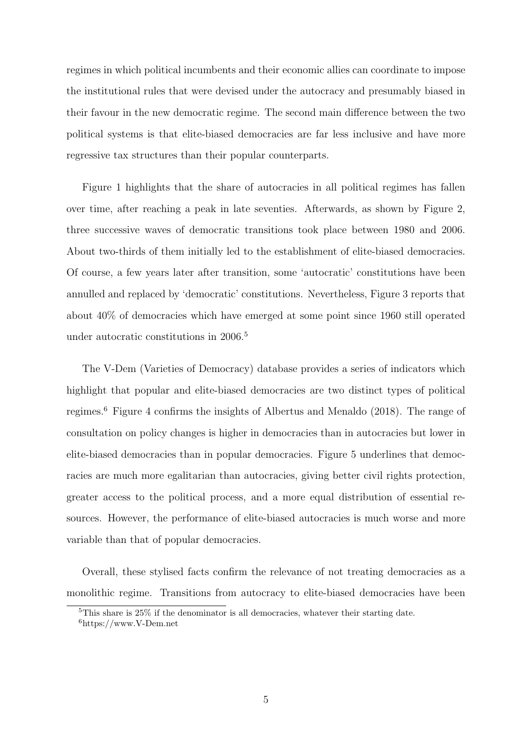regimes in which political incumbents and their economic allies can coordinate to impose the institutional rules that were devised under the autocracy and presumably biased in their favour in the new democratic regime. The second main difference between the two political systems is that elite-biased democracies are far less inclusive and have more regressive tax structures than their popular counterparts.

Figure 1 highlights that the share of autocracies in all political regimes has fallen over time, after reaching a peak in late seventies. Afterwards, as shown by Figure 2, three successive waves of democratic transitions took place between 1980 and 2006. About two-thirds of them initially led to the establishment of elite-biased democracies. Of course, a few years later after transition, some 'autocratic' constitutions have been annulled and replaced by 'democratic' constitutions. Nevertheless, Figure 3 reports that about 40% of democracies which have emerged at some point since 1960 still operated under autocratic constitutions in 2006.[5]

The V-Dem (Varieties of Democracy) database provides a series of indicators which highlight that popular and elite-biased democracies are two distinct types of political regimes.[6] Figure 4 confirms the insights of Albertus and Menaldo (2018). The range of consultation on policy changes is higher in democracies than in autocracies but lower in elite-biased democracies than in popular democracies. Figure 5 underlines that democracies are much more egalitarian than autocracies, giving better civil rights protection, greater access to the political process, and a more equal distribution of essential resources. However, the performance of elite-biased autocracies is much worse and more variable than that of popular democracies.

Overall, these stylised facts confirm the relevance of not treating democracies as a monolithic regime. Transitions from autocracy to elite-biased democracies have been

[5]This share is 25% if the denominator is all democracies, whatever their starting date.

[6]https://www.V-Dem.net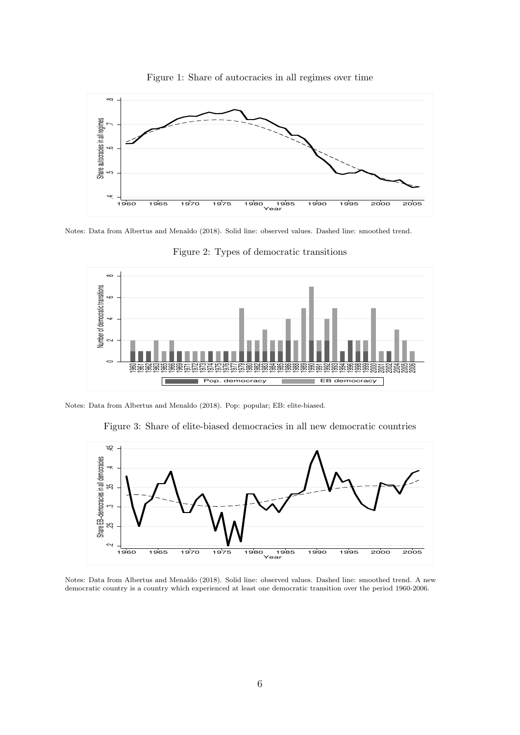Figure 1: Share of autocracies in all regimes over time

Notes: Data from Albertus and Menaldo (2018). Solid line: observed values. Dashed line: smoothed trend.

Figure 2: Types of democratic transitions

Notes: Data from Albertus and Menaldo (2018). Pop: popular; EB: elite-biased.

Figure 3: Share of elite-biased democracies in all new democratic countries

Notes: Data from Albertus and Menaldo (2018). Solid line: observed values. Dashed line: smoothed trend. A new democratic country is a country which experienced at least one democratic transition over the period 1960-2006.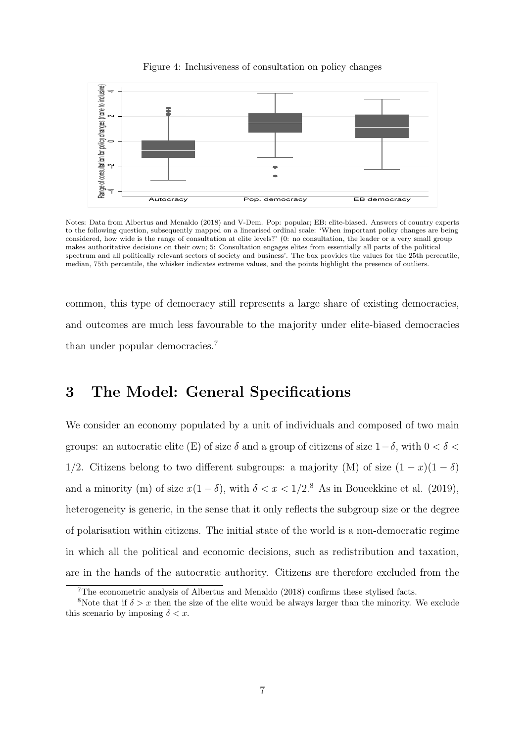Figure 4: Inclusiveness of consultation on policy changes

Notes: Data from Albertus and Menaldo (2018) and V-Dem. Pop: popular; EB: elite-biased. Answers of country experts to the following question, subsequently mapped on a linearised ordinal scale: 'When important policy changes are being considered, how wide is the range of consultation at elite levels?' (0: no consultation, the leader or a very small group makes authoritative decisions on their own; 5: Consultation engages elites from essentially all parts of the political spectrum and all politically relevant sectors of society and business'. The box provides the values for the 25th percentile, median, 75th percentile, the whisker indicates extreme values, and the points highlight the presence of outliers.

common, this type of democracy still represents a large share of existing democracies, and outcomes are much less favourable to the majority under elite-biased democracies than under popular democracies.[7]

# 3 The Model: General Specifications

We consider an economy populated by a unit of individuals and composed of two main groups: an autocratic elite (E) of size $\delta$ and a group of citizens of size $1-\delta$, with $0 < \delta < 1/2$. Citizens belong to two different subgroups: a majority (M) of size $(1-x)(1-\delta)$ and a minority (m) of size $x(1-\delta)$, with $\delta < x < 1/2$.[8] As in Boucekkine et al. (2019), heterogeneity is generic, in the sense that it only reflects the subgroup size or the degree of polarisation within citizens. The initial state of the world is a non-democratic regime in which all the political and economic decisions, such as redistribution and taxation, are in the hands of the autocratic authority. Citizens are therefore excluded from the

[7] The econometric analysis of Albertus and Menaldo (2018) confirms these stylised facts.

[8] Note that if $\delta > x$ then the size of the elite would be always larger than the minority. We exclude this scenario by imposing $\delta < x$.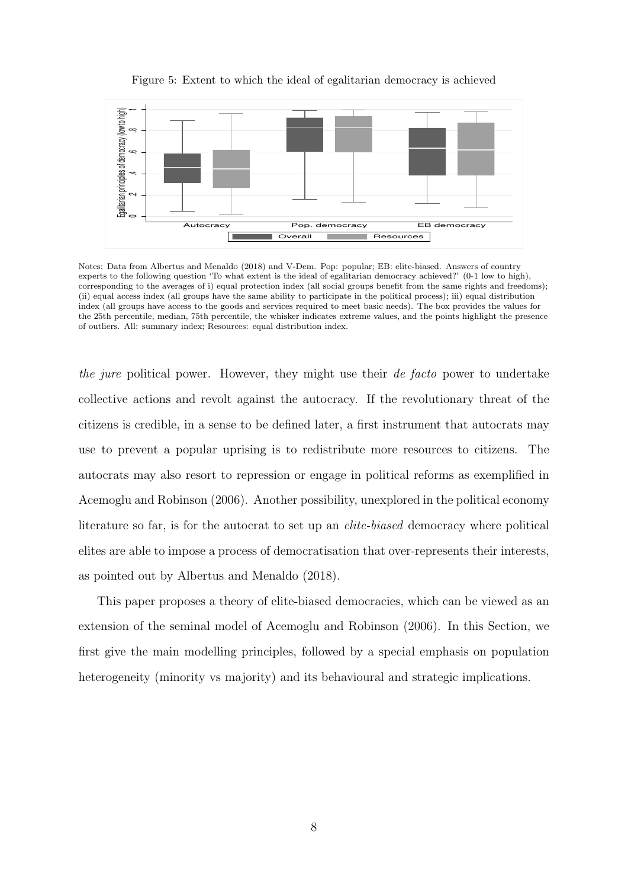Figure 5: Extent to which the ideal of egalitarian democracy is achieved

Notes: Data from Albertus and Menaldo (2018) and V-Dem. Pop: popular; EB: elite-biased. Answers of country experts to the following question 'To what extent is the ideal of egalitarian democracy achieved?' (0-1 low to high), corresponding to the averages of i) equal protection index (all social groups benefit from the same rights and freedoms); (ii) equal access index (all groups have the same ability to participate in the political process); iii) equal distribution index (all groups have access to the goods and services required to meet basic needs). The box provides the values for the 25th percentile, median, 75th percentile, the whisker indicates extreme values, and the points highlight the presence of outliers. All: summary index; Resources: equal distribution index.

*the jure* political power. However, they might use their *de facto* power to undertake collective actions and revolt against the autocracy. If the revolutionary threat of the citizens is credible, in a sense to be defined later, a first instrument that autocrats may use to prevent a popular uprising is to redistribute more resources to citizens. The autocrats may also resort to repression or engage in political reforms as exemplified in Acemoglu and Robinson (2006). Another possibility, unexplored in the political economy literature so far, is for the autocrat to set up an *elite-biased* democracy where political elites are able to impose a process of democratisation that over-represents their interests, as pointed out by Albertus and Menaldo (2018).

This paper proposes a theory of elite-biased democracies, which can be viewed as an extension of the seminal model of Acemoglu and Robinson (2006). In this Section, we first give the main modelling principles, followed by a special emphasis on population heterogeneity (minority vs majority) and its behavioural and strategic implications.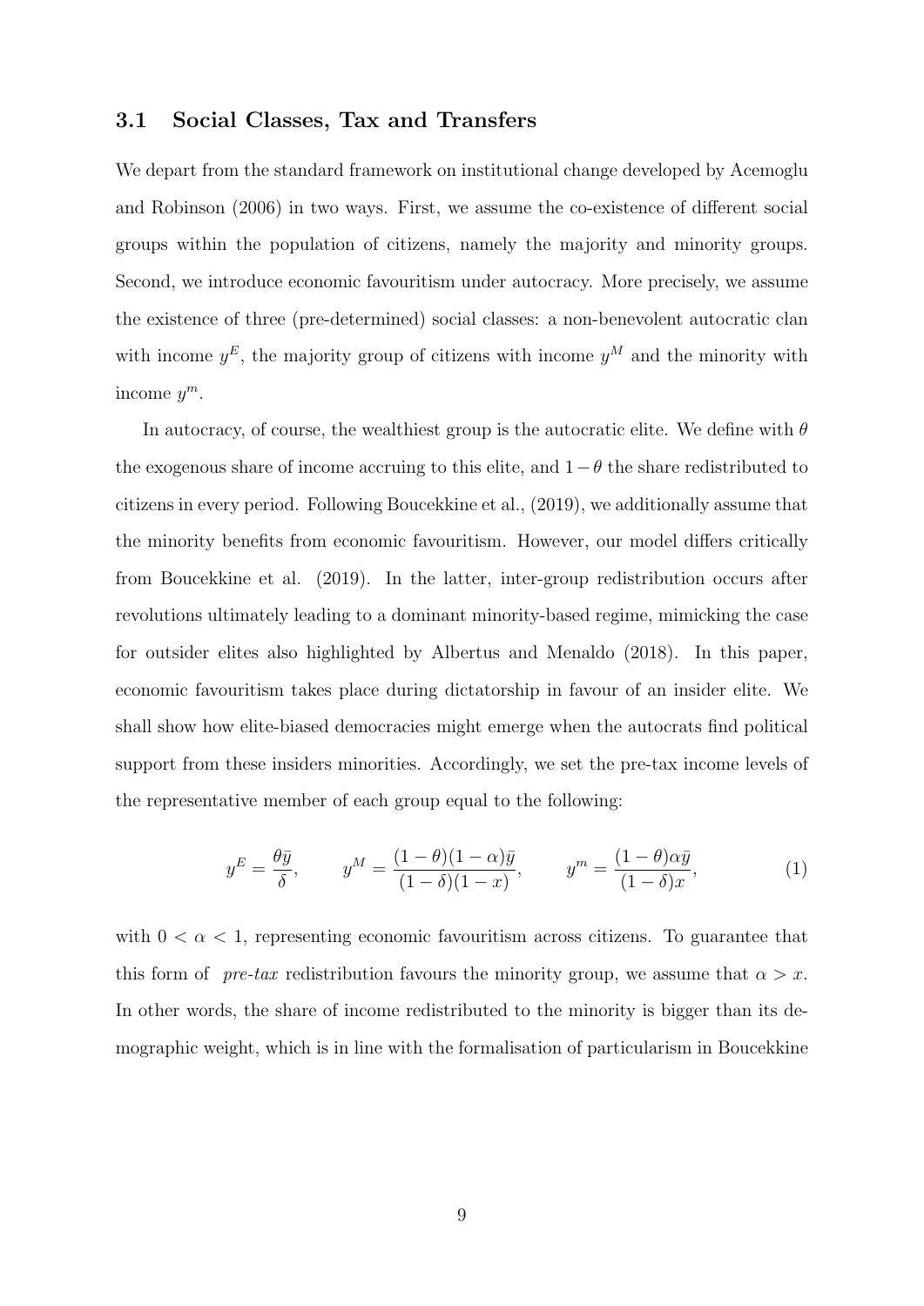### 3.1 Social Classes, Tax and Transfers

We depart from the standard framework on institutional change developed by Acemoglu and Robinson (2006) in two ways. First, we assume the co-existence of different social groups within the population of citizens, namely the majority and minority groups. Second, we introduce economic favouritism under autocracy. More precisely, we assume the existence of three (pre-determined) social classes: a non-benevolent autocratic clan with income $y^E$, the majority group of citizens with income $y^M$ and the minority with income $y^m$.

In autocracy, of course, the wealthiest group is the autocratic elite. We define with $\theta$ the exogenous share of income accruing to this elite, and $1-\theta$ the share redistributed to citizens in every period. Following Boucekkine et al., (2019), we additionally assume that the minority benefits from economic favouritism. However, our model differs critically from Boucekkine et al. (2019). In the latter, inter-group redistribution occurs after revolutions ultimately leading to a dominant minority-based regime, mimicking the case for outsider elites also highlighted by Albertus and Menaldo (2018). In this paper, economic favouritism takes place during dictatorship in favour of an insider elite. We shall show how elite-biased democracies might emerge when the autocrats find political support from these insiders minorities. Accordingly, we set the pre-tax income levels of the representative member of each group equal to the following:

$$y^E = \frac{\theta \bar{y}}{\delta}, \qquad y^M = \frac{(1-\theta)(1-\alpha)\bar{y}}{(1-\delta)(1-x)}, \qquad y^m = \frac{(1-\theta)\alpha\bar{y}}{(1-\delta)x}, \tag{1}$$

with $0 < \alpha < 1$, representing economic favouritism across citizens. To guarantee that this form of *pre-tax* redistribution favours the minority group, we assume that $\alpha > x$. In other words, the share of income redistributed to the minority is bigger than its demographic weight, which is in line with the formalisation of particularism in Boucekkine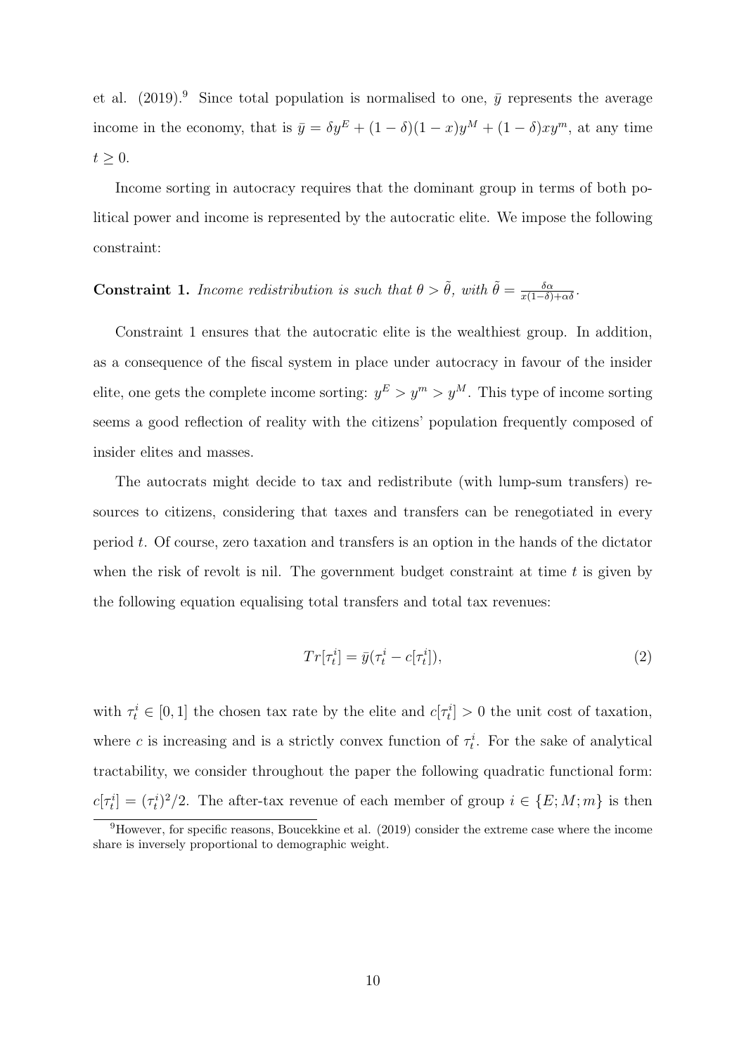et al. (2019).[9] Since total population is normalised to one, $\bar{y}$ represents the average income in the economy, that is $\bar{y} = \delta y^E + (1-\delta)(1-x)y^M + (1-\delta)xy^m$, at any time $t \geq 0$.

Income sorting in autocracy requires that the dominant group in terms of both political power and income is represented by the autocratic elite. We impose the following constraint:

**Constraint 1.** *Income redistribution is such that* $\theta > \tilde{\theta}$*, with* $\tilde{\theta} = \frac{\delta\alpha}{x(1-\delta)+\alpha\delta}$.

Constraint 1 ensures that the autocratic elite is the wealthiest group. In addition, as a consequence of the fiscal system in place under autocracy in favour of the insider elite, one gets the complete income sorting: $y^E > y^m > y^M$. This type of income sorting seems a good reflection of reality with the citizens' population frequently composed of insider elites and masses.

The autocrats might decide to tax and redistribute (with lump-sum transfers) resources to citizens, considering that taxes and transfers can be renegotiated in every period $t$. Of course, zero taxation and transfers is an option in the hands of the dictator when the risk of revolt is nil. The government budget constraint at time $t$ is given by the following equation equalising total transfers and total tax revenues:

$$Tr[\tau_t^i] = \bar{y}(\tau_t^i - c[\tau_t^i]), \tag{2}$$

with $\tau_t^i \in [0,1]$ the chosen tax rate by the elite and $c[\tau_t^i] > 0$ the unit cost of taxation, where $c$ is increasing and is a strictly convex function of $\tau_t^i$. For the sake of analytical tractability, we consider throughout the paper the following quadratic functional form: $c[\tau_t^i] = (\tau_t^i)^2/2$. The after-tax revenue of each member of group $i \in \{E; M; m\}$ is then

[9] However, for specific reasons, Boucekkine et al. (2019) consider the extreme case where the income share is inversely proportional to demographic weight.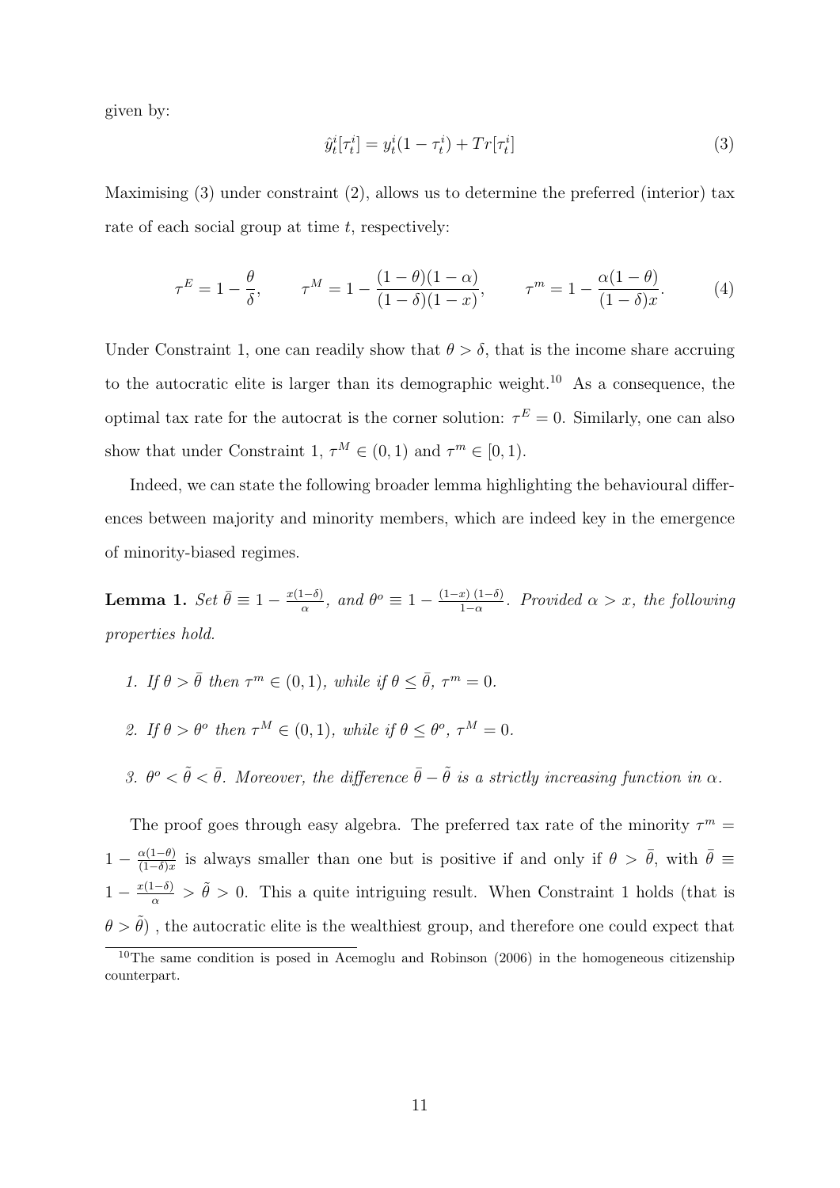given by:

$$\hat{y}_t^i[\tau_t^i] = y_t^i(1-\tau_t^i) + Tr[\tau_t^i] \tag{3}$$

Maximising (3) under constraint (2), allows us to determine the preferred (interior) tax rate of each social group at time $t$, respectively:

$$\tau^E = 1 - \frac{\theta}{\delta}, \qquad \tau^M = 1 - \frac{(1-\theta)(1-\alpha)}{(1-\delta)(1-x)}, \qquad \tau^m = 1 - \frac{\alpha(1-\theta)}{(1-\delta)x}. \tag{4}$$

Under Constraint 1, one can readily show that $\theta > \delta$, that is the income share accruing to the autocratic elite is larger than its demographic weight.[10] As a consequence, the optimal tax rate for the autocrat is the corner solution: $\tau^E = 0$. Similarly, one can also show that under Constraint 1, $\tau^M \in (0,1)$ and $\tau^m \in [0,1)$.

Indeed, we can state the following broader lemma highlighting the behavioural differences between majority and minority members, which are indeed key in the emergence of minority-biased regimes.

**Lemma 1.** *Set* $\bar{\theta} \equiv 1 - \frac{x(1-\delta)}{\alpha}$, *and* $\theta^o \equiv 1 - \frac{(1-x)\,(1-\delta)}{1-\alpha}$. *Provided* $\alpha > x$, *the following properties hold.*

1. *If* $\theta > \bar{\theta}$ *then* $\tau^m \in (0,1)$, *while if* $\theta \leq \bar{\theta}$, $\tau^m = 0$.
2. *If* $\theta > \theta^o$ *then* $\tau^M \in (0,1)$, *while if* $\theta \leq \theta^o$, $\tau^M = 0$.
3. $\theta^o < \tilde{\theta} < \bar{\theta}$. *Moreover, the difference* $\bar{\theta} - \tilde{\theta}$ *is a strictly increasing function in* $\alpha$.

The proof goes through easy algebra. The preferred tax rate of the minority $\tau^m = 1 - \frac{\alpha(1-\theta)}{(1-\delta)x}$ is always smaller than one but is positive if and only if $\theta > \bar{\theta}$, with $\bar{\theta} \equiv 1 - \frac{x(1-\delta)}{\alpha} > \tilde{\theta} > 0$. This a quite intriguing result. When Constraint 1 holds (that is $\theta > \tilde{\theta}$) , the autocratic elite is the wealthiest group, and therefore one could expect that

[10] The same condition is posed in Acemoglu and Robinson (2006) in the homogeneous citizenship counterpart.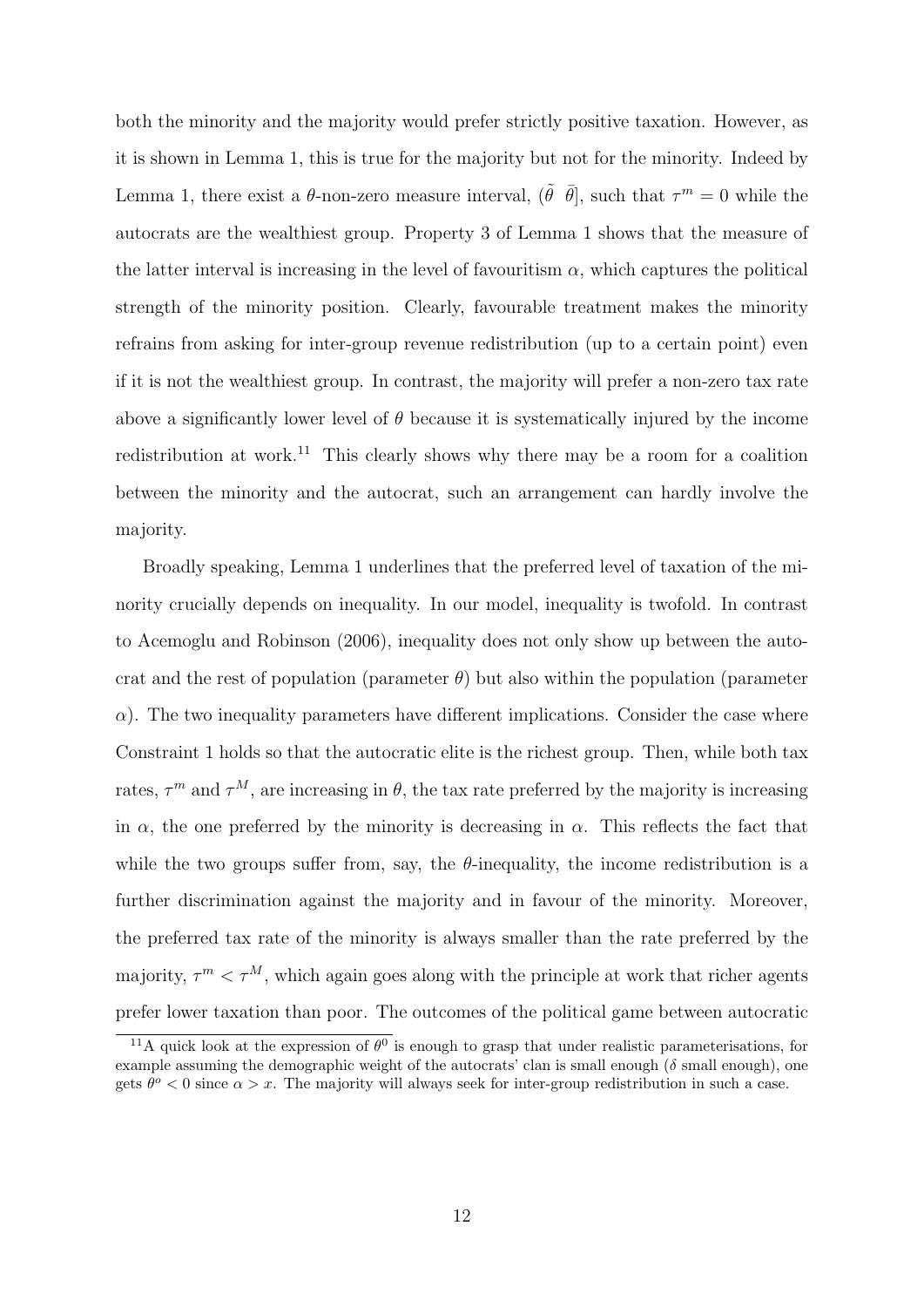both the minority and the majority would prefer strictly positive taxation. However, as it is shown in Lemma 1, this is true for the majority but not for the minority. Indeed by Lemma 1, there exist a $\theta$-non-zero measure interval, $(\tilde{\theta}\ \bar{\theta}]$, such that $\tau^m = 0$ while the autocrats are the wealthiest group. Property 3 of Lemma 1 shows that the measure of the latter interval is increasing in the level of favouritism $\alpha$, which captures the political strength of the minority position. Clearly, favourable treatment makes the minority refrains from asking for inter-group revenue redistribution (up to a certain point) even if it is not the wealthiest group. In contrast, the majority will prefer a non-zero tax rate above a significantly lower level of $\theta$ because it is systematically injured by the income redistribution at work.[11] This clearly shows why there may be a room for a coalition between the minority and the autocrat, such an arrangement can hardly involve the majority.

Broadly speaking, Lemma 1 underlines that the preferred level of taxation of the minority crucially depends on inequality. In our model, inequality is twofold. In contrast to Acemoglu and Robinson (2006), inequality does not only show up between the autocrat and the rest of population (parameter $\theta$) but also within the population (parameter $\alpha$). The two inequality parameters have different implications. Consider the case where Constraint 1 holds so that the autocratic elite is the richest group. Then, while both tax rates, $\tau^m$ and $\tau^M$, are increasing in $\theta$, the tax rate preferred by the majority is increasing in $\alpha$, the one preferred by the minority is decreasing in $\alpha$. This reflects the fact that while the two groups suffer from, say, the $\theta$-inequality, the income redistribution is a further discrimination against the majority and in favour of the minority. Moreover, the preferred tax rate of the minority is always smaller than the rate preferred by the majority, $\tau^m < \tau^M$, which again goes along with the principle at work that richer agents prefer lower taxation than poor. The outcomes of the political game between autocratic

[11] A quick look at the expression of $\theta^0$ is enough to grasp that under realistic parameterisations, for example assuming the demographic weight of the autocrats' clan is small enough ($\delta$ small enough), one gets $\theta^o < 0$ since $\alpha > x$. The majority will always seek for inter-group redistribution in such a case.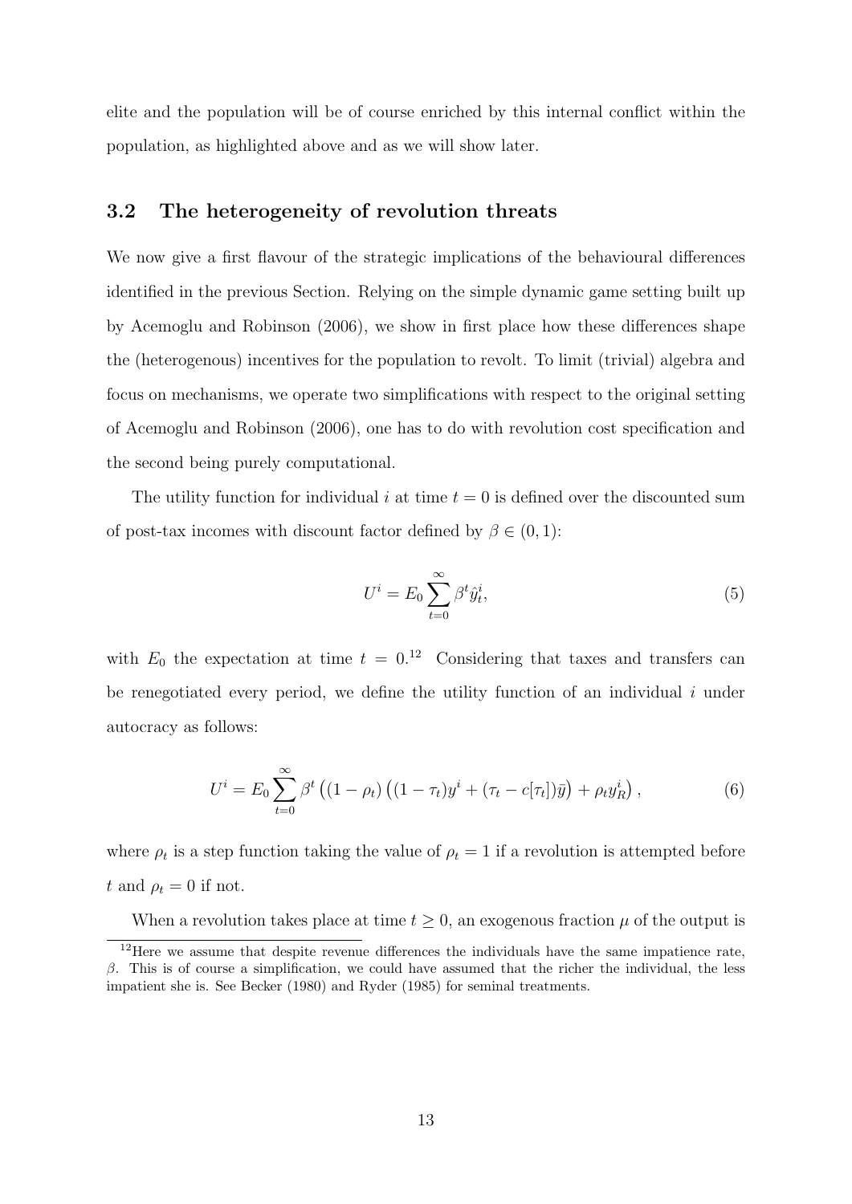elite and the population will be of course enriched by this internal conflict within the population, as highlighted above and as we will show later.

### 3.2 The heterogeneity of revolution threats

We now give a first flavour of the strategic implications of the behavioural differences identified in the previous Section. Relying on the simple dynamic game setting built up by Acemoglu and Robinson (2006), we show in first place how these differences shape the (heterogenous) incentives for the population to revolt. To limit (trivial) algebra and focus on mechanisms, we operate two simplifications with respect to the original setting of Acemoglu and Robinson (2006), one has to do with revolution cost specification and the second being purely computational.

The utility function for individual $i$ at time $t = 0$ is defined over the discounted sum of post-tax incomes with discount factor defined by $\beta \in (0, 1)$:

$$U^i = E_0 \sum_{t=0}^{\infty} \beta^t \hat{y}_t^i, \tag{5}$$

with $E_0$ the expectation at time $t = 0$.[12] Considering that taxes and transfers can be renegotiated every period, we define the utility function of an individual $i$ under autocracy as follows:

$$U^i = E_0 \sum_{t=0}^{\infty} \beta^t \left( (1 - \rho_t) \left( (1 - \tau_t) y^i + (\tau_t - c[\tau_t]) \bar{y} \right) + \rho_t y_R^i \right), \tag{6}$$

where $\rho_t$ is a step function taking the value of $\rho_t = 1$ if a revolution is attempted before $t$ and $\rho_t = 0$ if not.

When a revolution takes place at time $t \geq 0$, an exogenous fraction $\mu$ of the output is

[12] Here we assume that despite revenue differences the individuals have the same impatience rate, $\beta$. This is of course a simplification, we could have assumed that the richer the individual, the less impatient she is. See Becker (1980) and Ryder (1985) for seminal treatments.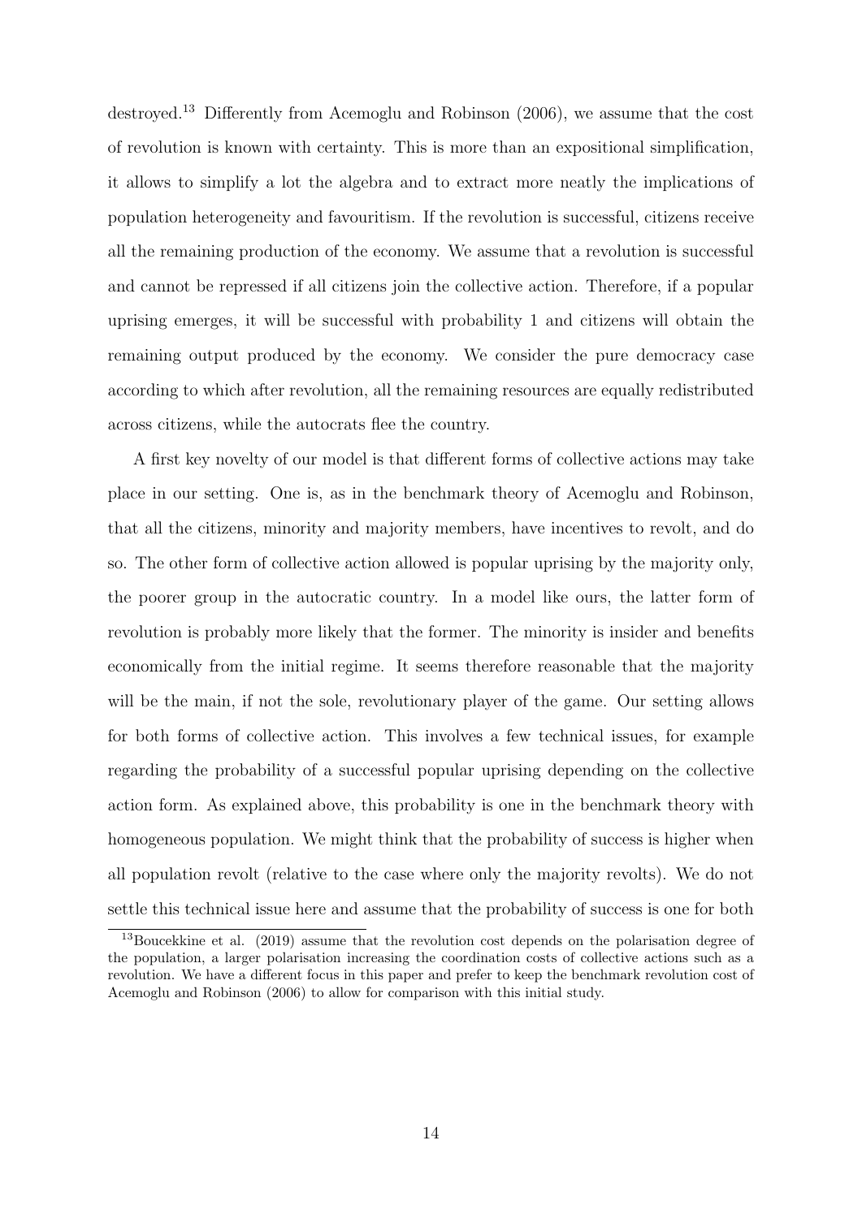destroyed.[13] Differently from Acemoglu and Robinson (2006), we assume that the cost of revolution is known with certainty. This is more than an expositional simplification, it allows to simplify a lot the algebra and to extract more neatly the implications of population heterogeneity and favouritism. If the revolution is successful, citizens receive all the remaining production of the economy. We assume that a revolution is successful and cannot be repressed if all citizens join the collective action. Therefore, if a popular uprising emerges, it will be successful with probability 1 and citizens will obtain the remaining output produced by the economy. We consider the pure democracy case according to which after revolution, all the remaining resources are equally redistributed across citizens, while the autocrats flee the country.

A first key novelty of our model is that different forms of collective actions may take place in our setting. One is, as in the benchmark theory of Acemoglu and Robinson, that all the citizens, minority and majority members, have incentives to revolt, and do so. The other form of collective action allowed is popular uprising by the majority only, the poorer group in the autocratic country. In a model like ours, the latter form of revolution is probably more likely that the former. The minority is insider and benefits economically from the initial regime. It seems therefore reasonable that the majority will be the main, if not the sole, revolutionary player of the game. Our setting allows for both forms of collective action. This involves a few technical issues, for example regarding the probability of a successful popular uprising depending on the collective action form. As explained above, this probability is one in the benchmark theory with homogeneous population. We might think that the probability of success is higher when all population revolt (relative to the case where only the majority revolts). We do not settle this technical issue here and assume that the probability of success is one for both

[13]Boucekkine et al. (2019) assume that the revolution cost depends on the polarisation degree of the population, a larger polarisation increasing the coordination costs of collective actions such as a revolution. We have a different focus in this paper and prefer to keep the benchmark revolution cost of Acemoglu and Robinson (2006) to allow for comparison with this initial study.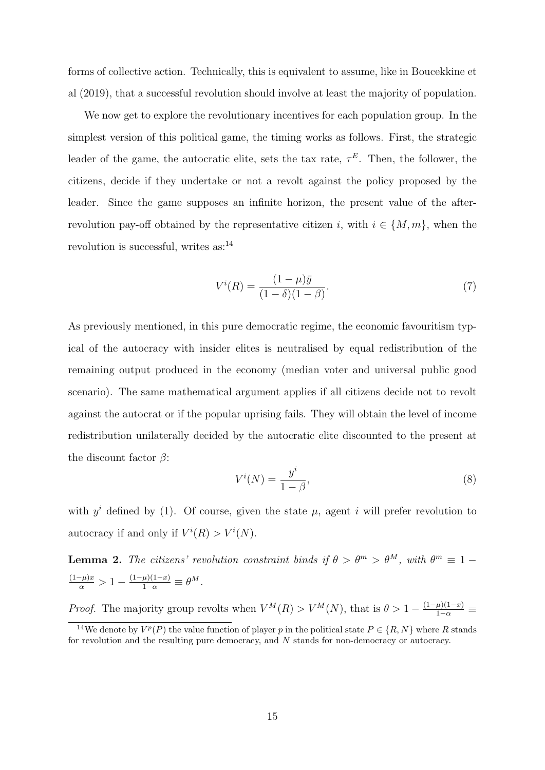forms of collective action. Technically, this is equivalent to assume, like in Boucekkine et al (2019), that a successful revolution should involve at least the majority of population.

We now get to explore the revolutionary incentives for each population group. In the simplest version of this political game, the timing works as follows. First, the strategic leader of the game, the autocratic elite, sets the tax rate, $\tau^E$. Then, the follower, the citizens, decide if they undertake or not a revolt against the policy proposed by the leader. Since the game supposes an infinite horizon, the present value of the after-revolution pay-off obtained by the representative citizen $i$, with $i \in \{M, m\}$, when the revolution is successful, writes as:[14]

$$V^i(R) = \frac{(1-\mu)\bar{y}}{(1-\delta)(1-\beta)}. \tag{7}$$

As previously mentioned, in this pure democratic regime, the economic favouritism typical of the autocracy with insider elites is neutralised by equal redistribution of the remaining output produced in the economy (median voter and universal public good scenario). The same mathematical argument applies if all citizens decide not to revolt against the autocrat or if the popular uprising fails. They will obtain the level of income redistribution unilaterally decided by the autocratic elite discounted to the present at the discount factor $\beta$:

$$V^i(N) = \frac{y^i}{1-\beta}, \tag{8}$$

with $y^i$ defined by (1). Of course, given the state $\mu$, agent $i$ will prefer revolution to autocracy if and only if $V^i(R) > V^i(N)$.

**Lemma 2.** *The citizens' revolution constraint binds if* $\theta > \theta^m > \theta^M$*, with* $\theta^m \equiv 1 - \frac{(1-\mu)x}{\alpha} > 1 - \frac{(1-\mu)(1-x)}{1-\alpha} \equiv \theta^M$.

*Proof.* The majority group revolts when $V^M(R) > V^M(N)$, that is $\theta > 1 - \frac{(1-\mu)(1-x)}{1-\alpha} \equiv$

[14] We denote by $V^p(P)$ the value function of player $p$ in the political state $P \in \{R, N\}$ where $R$ stands for revolution and the resulting pure democracy, and $N$ stands for non-democracy or autocracy.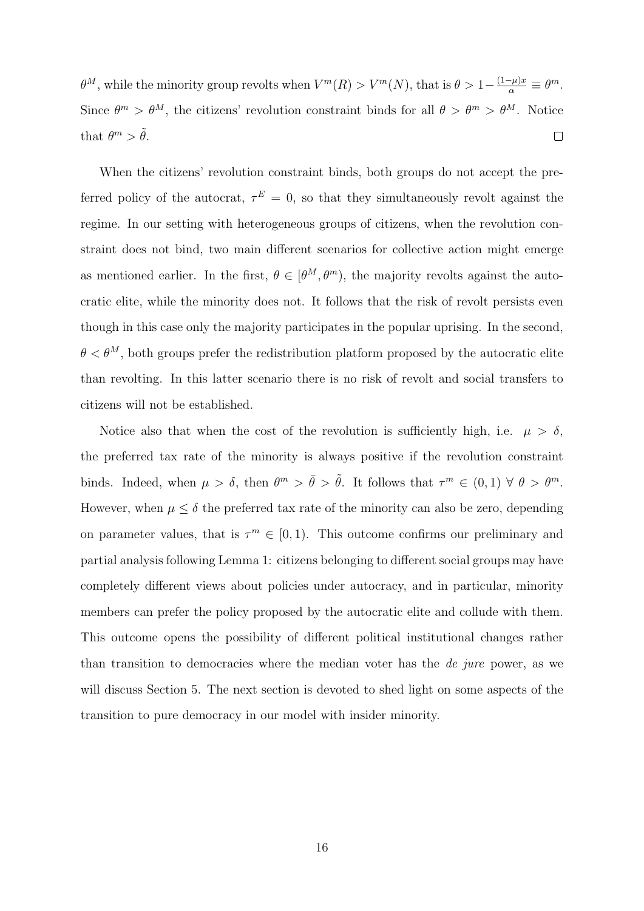$\theta^M$, while the minority group revolts when $V^m(R) > V^m(N)$, that is $\theta > 1 - \frac{(1-\mu)x}{\alpha} \equiv \theta^m$. Since $\theta^m > \theta^M$, the citizens' revolution constraint binds for all $\theta > \theta^m > \theta^M$. Notice that $\theta^m > \tilde{\theta}$. $\square$

When the citizens' revolution constraint binds, both groups do not accept the preferred policy of the autocrat, $\tau^E = 0$, so that they simultaneously revolt against the regime. In our setting with heterogeneous groups of citizens, when the revolution constraint does not bind, two main different scenarios for collective action might emerge as mentioned earlier. In the first, $\theta \in [\theta^M, \theta^m)$, the majority revolts against the autocratic elite, while the minority does not. It follows that the risk of revolt persists even though in this case only the majority participates in the popular uprising. In the second, $\theta < \theta^M$, both groups prefer the redistribution platform proposed by the autocratic elite than revolting. In this latter scenario there is no risk of revolt and social transfers to citizens will not be established.

Notice also that when the cost of the revolution is sufficiently high, i.e. $\mu > \delta$, the preferred tax rate of the minority is always positive if the revolution constraint binds. Indeed, when $\mu > \delta$, then $\theta^m > \bar{\theta} > \tilde{\theta}$. It follows that $\tau^m \in (0, 1) \; \forall \; \theta > \theta^m$. However, when $\mu \leq \delta$ the preferred tax rate of the minority can also be zero, depending on parameter values, that is $\tau^m \in [0, 1)$. This outcome confirms our preliminary and partial analysis following Lemma 1: citizens belonging to different social groups may have completely different views about policies under autocracy, and in particular, minority members can prefer the policy proposed by the autocratic elite and collude with them. This outcome opens the possibility of different political institutional changes rather than transition to democracies where the median voter has the *de jure* power, as we will discuss Section 5. The next section is devoted to shed light on some aspects of the transition to pure democracy in our model with insider minority.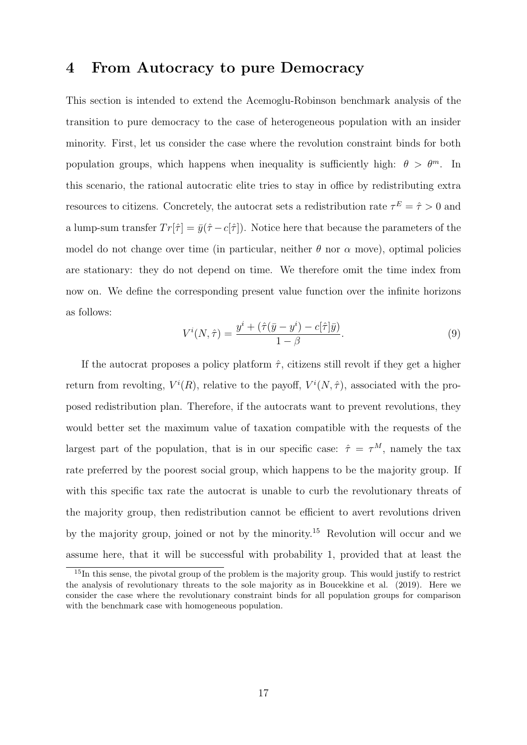# 4 From Autocracy to pure Democracy

This section is intended to extend the Acemoglu-Robinson benchmark analysis of the transition to pure democracy to the case of heterogeneous population with an insider minority. First, let us consider the case where the revolution constraint binds for both population groups, which happens when inequality is sufficiently high: $\theta > \theta^m$. In this scenario, the rational autocratic elite tries to stay in office by redistributing extra resources to citizens. Concretely, the autocrat sets a redistribution rate $\tau^E = \hat{\tau} > 0$ and a lump-sum transfer $Tr[\hat{\tau}] = \bar{y}(\hat{\tau} - c[\hat{\tau}])$. Notice here that because the parameters of the model do not change over time (in particular, neither $\theta$ nor $\alpha$ move), optimal policies are stationary: they do not depend on time. We therefore omit the time index from now on. We define the corresponding present value function over the infinite horizons as follows:

$$V^i(N, \hat{\tau}) = \frac{y^i + (\hat{\tau}(\bar{y} - y^i) - c[\hat{\tau}]\bar{y})}{1 - \beta}. \tag{9}$$

If the autocrat proposes a policy platform $\hat{\tau}$, citizens still revolt if they get a higher return from revolting, $V^i(R)$, relative to the payoff, $V^i(N, \hat{\tau})$, associated with the proposed redistribution plan. Therefore, if the autocrats want to prevent revolutions, they would better set the maximum value of taxation compatible with the requests of the largest part of the population, that is in our specific case: $\hat{\tau} = \tau^M$, namely the tax rate preferred by the poorest social group, which happens to be the majority group. If with this specific tax rate the autocrat is unable to curb the revolutionary threats of the majority group, then redistribution cannot be efficient to avert revolutions driven by the majority group, joined or not by the minority.[15] Revolution will occur and we assume here, that it will be successful with probability 1, provided that at least the

[15] In this sense, the pivotal group of the problem is the majority group. This would justify to restrict the analysis of revolutionary threats to the sole majority as in Boucekkine et al. (2019). Here we consider the case where the revolutionary constraint binds for all population groups for comparison with the benchmark case with homogeneous population.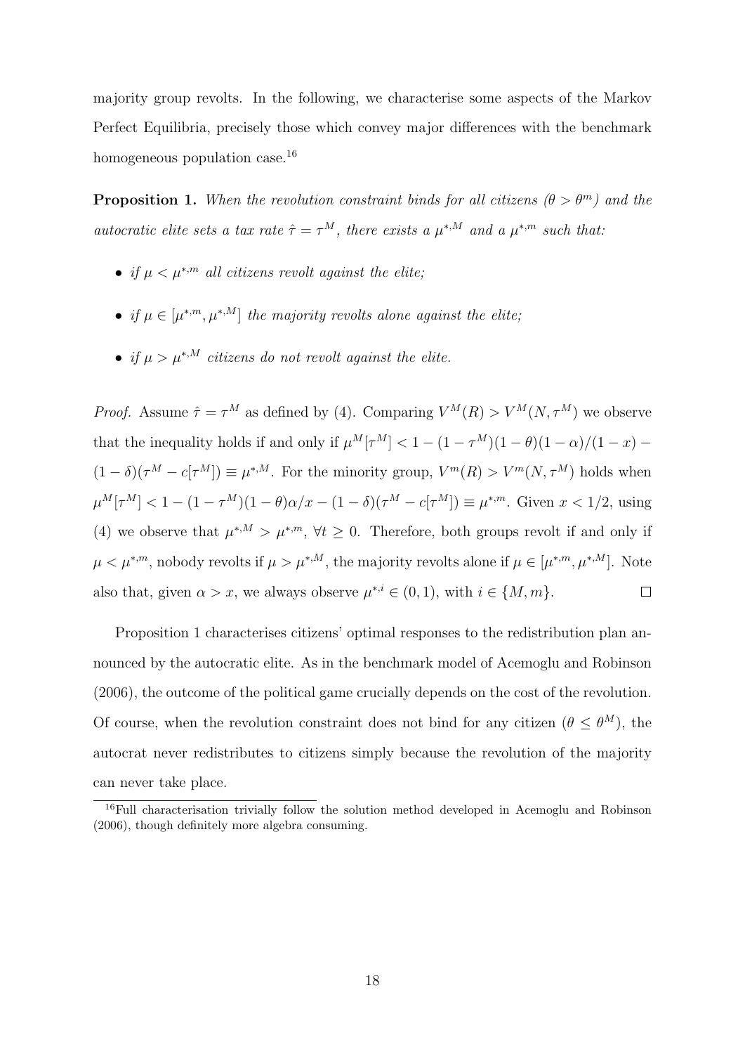majority group revolts. In the following, we characterise some aspects of the Markov Perfect Equilibria, precisely those which convey major differences with the benchmark homogeneous population case.[16]

**Proposition 1.** *When the revolution constraint binds for all citizens ($\theta > \theta^m$) and the autocratic elite sets a tax rate $\hat{\tau} = \tau^M$, there exists a $\mu^{*,M}$ and a $\mu^{*,m}$ such that:*

- *if $\mu < \mu^{*,m}$ all citizens revolt against the elite;*
- *if $\mu \in [\mu^{*,m}, \mu^{*,M}]$ the majority revolts alone against the elite;*
- *if $\mu > \mu^{*,M}$ citizens do not revolt against the elite.*

*Proof.* Assume $\hat{\tau} = \tau^M$ as defined by (4). Comparing $V^M(R) > V^M(N, \tau^M)$ we observe that the inequality holds if and only if $\mu^M[\tau^M] < 1 - (1-\tau^M)(1-\theta)(1-\alpha)/(1-x) - (1-\delta)(\tau^M - c[\tau^M]) \equiv \mu^{*,M}$. For the minority group, $V^m(R) > V^m(N, \tau^M)$ holds when $\mu^M[\tau^M] < 1 - (1-\tau^M)(1-\theta)\alpha/x - (1-\delta)(\tau^M - c[\tau^M]) \equiv \mu^{*,m}$. Given $x < 1/2$, using (4) we observe that $\mu^{*,M} > \mu^{*,m}$, $\forall t \geq 0$. Therefore, both groups revolt if and only if $\mu < \mu^{*,m}$, nobody revolts if $\mu > \mu^{*,M}$, the majority revolts alone if $\mu \in [\mu^{*,m}, \mu^{*,M}]$. Note also that, given $\alpha > x$, we always observe $\mu^{*,i} \in (0,1)$, with $i \in \{M, m\}$. $\square$

Proposition 1 characterises citizens' optimal responses to the redistribution plan announced by the autocratic elite. As in the benchmark model of Acemoglu and Robinson (2006), the outcome of the political game crucially depends on the cost of the revolution. Of course, when the revolution constraint does not bind for any citizen ($\theta \leq \theta^M$), the autocrat never redistributes to citizens simply because the revolution of the majority can never take place.

[16] Full characterisation trivially follow the solution method developed in Acemoglu and Robinson (2006), though definitely more algebra consuming.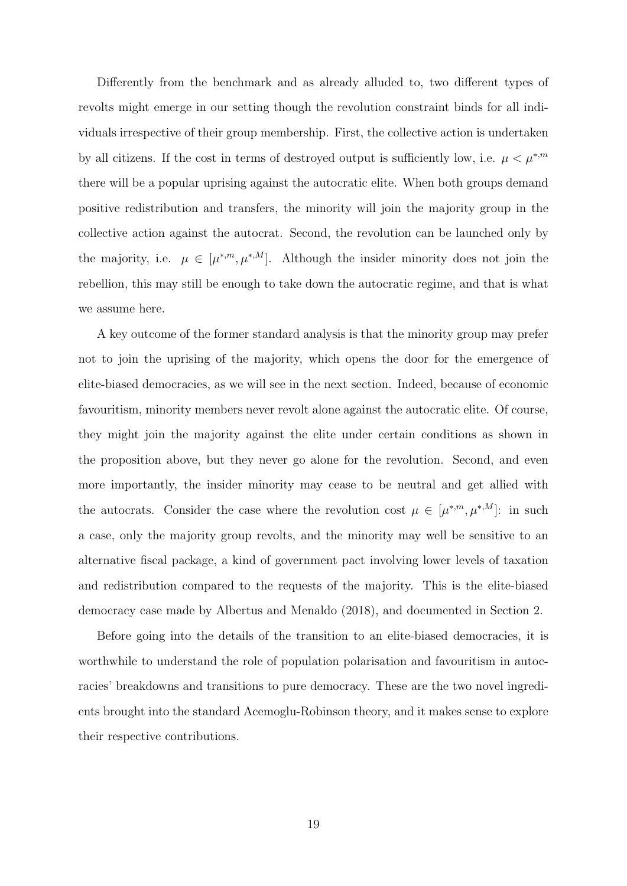Differently from the benchmark and as already alluded to, two different types of revolts might emerge in our setting though the revolution constraint binds for all individuals irrespective of their group membership. First, the collective action is undertaken by all citizens. If the cost in terms of destroyed output is sufficiently low, i.e. $\mu < \mu^{*,m}$ there will be a popular uprising against the autocratic elite. When both groups demand positive redistribution and transfers, the minority will join the majority group in the collective action against the autocrat. Second, the revolution can be launched only by the majority, i.e. $\mu \in [\mu^{*,m}, \mu^{*,M}]$. Although the insider minority does not join the rebellion, this may still be enough to take down the autocratic regime, and that is what we assume here.

A key outcome of the former standard analysis is that the minority group may prefer not to join the uprising of the majority, which opens the door for the emergence of elite-biased democracies, as we will see in the next section. Indeed, because of economic favouritism, minority members never revolt alone against the autocratic elite. Of course, they might join the majority against the elite under certain conditions as shown in the proposition above, but they never go alone for the revolution. Second, and even more importantly, the insider minority may cease to be neutral and get allied with the autocrats. Consider the case where the revolution cost $\mu \in [\mu^{*,m}, \mu^{*,M}]$: in such a case, only the majority group revolts, and the minority may well be sensitive to an alternative fiscal package, a kind of government pact involving lower levels of taxation and redistribution compared to the requests of the majority. This is the elite-biased democracy case made by Albertus and Menaldo (2018), and documented in Section 2.

Before going into the details of the transition to an elite-biased democracies, it is worthwhile to understand the role of population polarisation and favouritism in autocracies' breakdowns and transitions to pure democracy. These are the two novel ingredients brought into the standard Acemoglu-Robinson theory, and it makes sense to explore their respective contributions.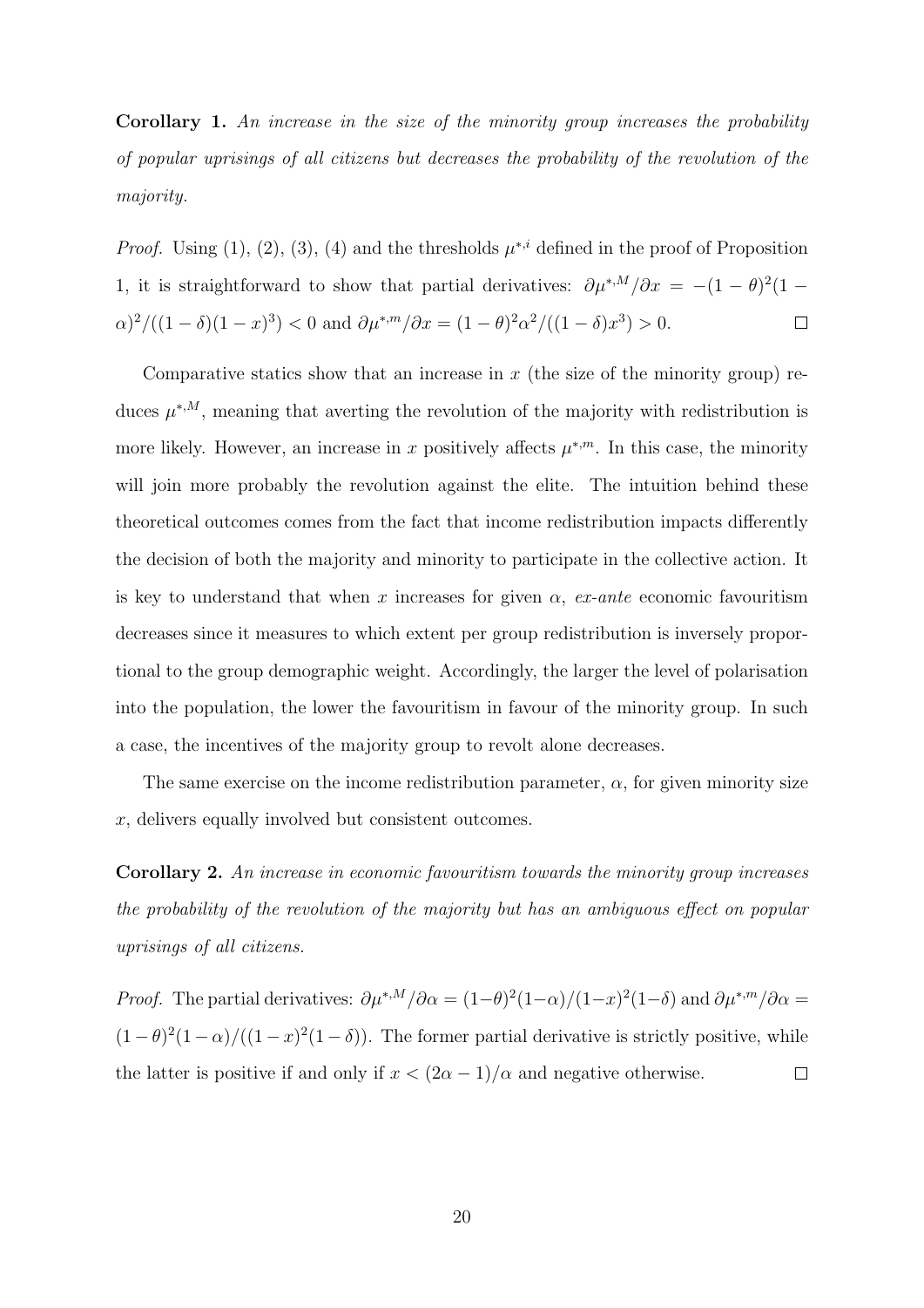**Corollary 1.** *An increase in the size of the minority group increases the probability of popular uprisings of all citizens but decreases the probability of the revolution of the majority.*

*Proof.* Using (1), (2), (3), (4) and the thresholds $\mu^{*,i}$ defined in the proof of Proposition 1, it is straightforward to show that partial derivatives: $\partial\mu^{*,M}/\partial x = -(1-\theta)^2(1-\alpha)^2/((1-\delta)(1-x)^3) < 0$ and $\partial\mu^{*,m}/\partial x = (1-\theta)^2\alpha^2/((1-\delta)x^3) > 0$. $\square$

Comparative statics show that an increase in $x$ (the size of the minority group) reduces $\mu^{*,M}$, meaning that averting the revolution of the majority with redistribution is more likely. However, an increase in $x$ positively affects $\mu^{*,m}$. In this case, the minority will join more probably the revolution against the elite. The intuition behind these theoretical outcomes comes from the fact that income redistribution impacts differently the decision of both the majority and minority to participate in the collective action. It is key to understand that when $x$ increases for given $\alpha$, *ex-ante* economic favouritism decreases since it measures to which extent per group redistribution is inversely proportional to the group demographic weight. Accordingly, the larger the level of polarisation into the population, the lower the favouritism in favour of the minority group. In such a case, the incentives of the majority group to revolt alone decreases.

The same exercise on the income redistribution parameter, $\alpha$, for given minority size $x$, delivers equally involved but consistent outcomes.

**Corollary 2.** *An increase in economic favouritism towards the minority group increases the probability of the revolution of the majority but has an ambiguous effect on popular uprisings of all citizens.*

*Proof.* The partial derivatives: $\partial\mu^{*,M}/\partial\alpha = (1-\theta)^2(1-\alpha)/(1-x)^2(1-\delta)$ and $\partial\mu^{*,m}/\partial\alpha = (1-\theta)^2(1-\alpha)/((1-x)^2(1-\delta))$. The former partial derivative is strictly positive, while the latter is positive if and only if $x < (2\alpha-1)/\alpha$ and negative otherwise. $\square$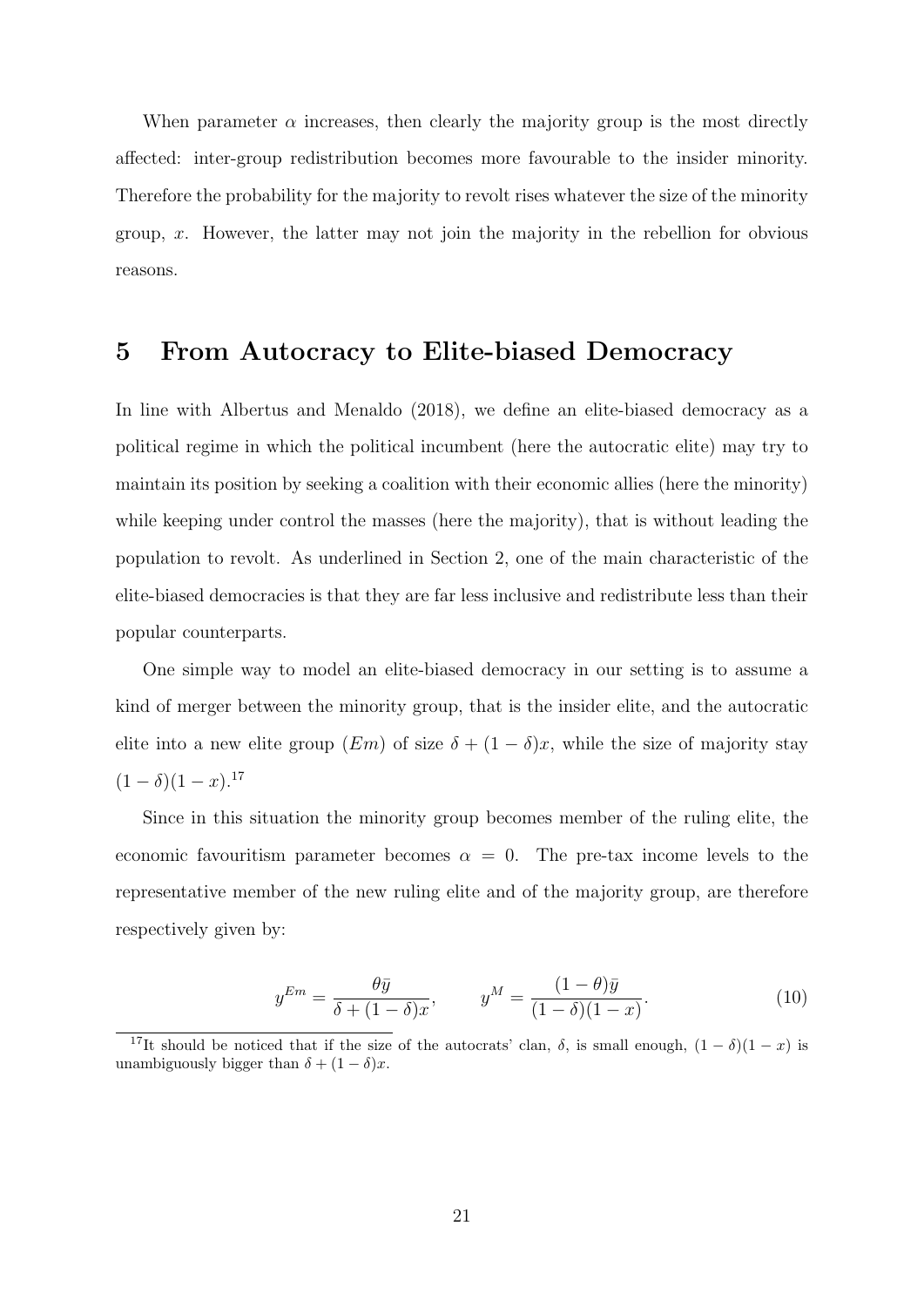When parameter $\alpha$ increases, then clearly the majority group is the most directly affected: inter-group redistribution becomes more favourable to the insider minority. Therefore the probability for the majority to revolt rises whatever the size of the minority group, $x$. However, the latter may not join the majority in the rebellion for obvious reasons.

# 5 From Autocracy to Elite-biased Democracy

In line with Albertus and Menaldo (2018), we define an elite-biased democracy as a political regime in which the political incumbent (here the autocratic elite) may try to maintain its position by seeking a coalition with their economic allies (here the minority) while keeping under control the masses (here the majority), that is without leading the population to revolt. As underlined in Section 2, one of the main characteristic of the elite-biased democracies is that they are far less inclusive and redistribute less than their popular counterparts.

One simple way to model an elite-biased democracy in our setting is to assume a kind of merger between the minority group, that is the insider elite, and the autocratic elite into a new elite group ($Em$) of size $\delta + (1-\delta)x$, while the size of majority stay $(1-\delta)(1-x)$.[17]

Since in this situation the minority group becomes member of the ruling elite, the economic favouritism parameter becomes $\alpha = 0$. The pre-tax income levels to the representative member of the new ruling elite and of the majority group, are therefore respectively given by:

$$y^{Em} = \frac{\theta \bar{y}}{\delta + (1-\delta)x}, \qquad y^{M} = \frac{(1-\theta)\bar{y}}{(1-\delta)(1-x)}. \tag{10}$$

[17] It should be noticed that if the size of the autocrats' clan, $\delta$, is small enough, $(1-\delta)(1-x)$ is unambiguously bigger than $\delta + (1-\delta)x$.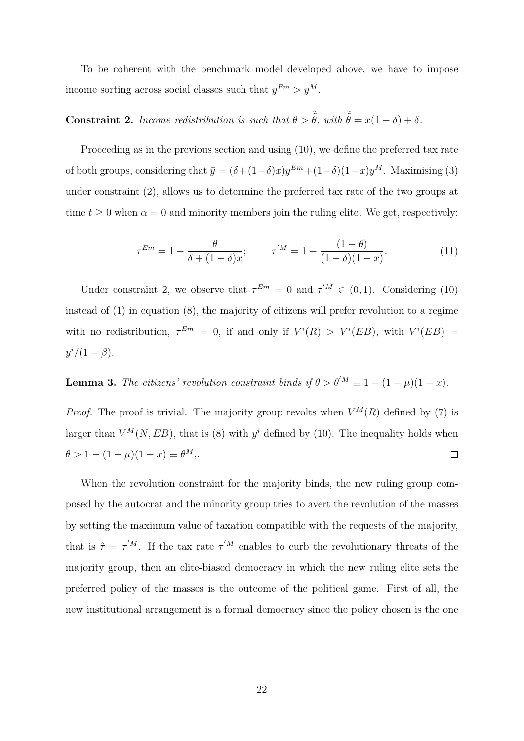To be coherent with the benchmark model developed above, we have to impose income sorting across social classes such that $y^{Em} > y^{M}$.

**Constraint 2.** *Income redistribution is such that $\theta > \tilde{\tilde{\theta}}$, with $\tilde{\tilde{\theta}} = x(1-\delta) + \delta$.*

Proceeding as in the previous section and using (10), we define the preferred tax rate of both groups, considering that $\bar{y} = (\delta + (1-\delta)x)y^{Em} + (1-\delta)(1-x)y^{M}$. Maximising (3) under constraint (2), allows us to determine the preferred tax rate of the two groups at time $t \geq 0$ when $\alpha = 0$ and minority members join the ruling elite. We get, respectively:

$$\tau^{Em} = 1 - \frac{\theta}{\delta + (1-\delta)x}; \qquad \tau^{'M} = 1 - \frac{(1-\theta)}{(1-\delta)(1-x)}. \tag{11}$$

Under constraint 2, we observe that $\tau^{Em} = 0$ and $\tau^{'M} \in (0, 1)$. Considering (10) instead of (1) in equation (8), the majority of citizens will prefer revolution to a regime with no redistribution, $\tau^{Em} = 0$, if and only if $V^{i}(R) > V^{i}(EB)$, with $V^{i}(EB) = y^{i}/(1-\beta)$.

**Lemma 3.** *The citizens' revolution constraint binds if $\theta > \theta^{'M} \equiv 1 - (1-\mu)(1-x)$.*

*Proof.* The proof is trivial. The majority group revolts when $V^{M}(R)$ defined by (7) is larger than $V^{M}(N, EB)$, that is (8) with $y^{i}$ defined by (10). The inequality holds when $\theta > 1 - (1-\mu)(1-x) \equiv \theta^{M},$. □

When the revolution constraint for the majority binds, the new ruling group composed by the autocrat and the minority group tries to avert the revolution of the masses by setting the maximum value of taxation compatible with the requests of the majority, that is $\hat{\tau} = \tau^{'M}$. If the tax rate $\tau^{'M}$ enables to curb the revolutionary threats of the majority group, then an elite-biased democracy in which the new ruling elite sets the preferred policy of the masses is the outcome of the political game. First of all, the new institutional arrangement is a formal democracy since the policy chosen is the one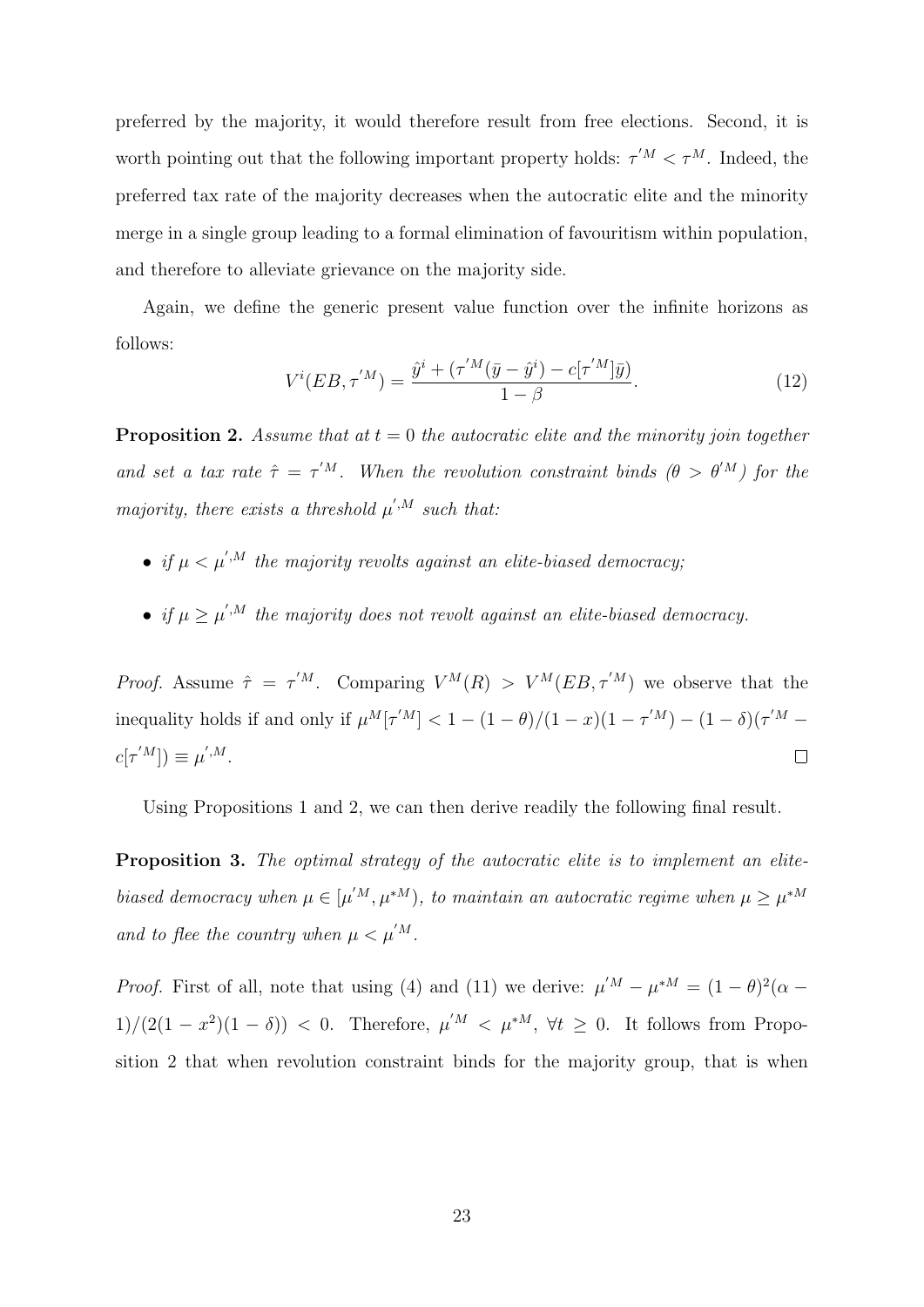preferred by the majority, it would therefore result from free elections. Second, it is worth pointing out that the following important property holds: $\tau^{'M} < \tau^M$. Indeed, the preferred tax rate of the majority decreases when the autocratic elite and the minority merge in a single group leading to a formal elimination of favouritism within population, and therefore to alleviate grievance on the majority side.

Again, we define the generic present value function over the infinite horizons as follows:

$$V^i(EB, \tau^{'M}) = \frac{\hat{y}^i + (\tau^{'M}(\bar{y} - \hat{y}^i) - c[\tau^{'M}]\bar{y})}{1 - \beta}. \tag{12}$$

**Proposition 2.** *Assume that at $t = 0$ the autocratic elite and the minority join together and set a tax rate $\hat{\tau} = \tau^{'M}$. When the revolution constraint binds ($\theta > \theta^{'M}$) for the majority, there exists a threshold $\mu^{',M}$ such that:*

- *if $\mu < \mu^{',M}$ the majority revolts against an elite-biased democracy;*
- *if $\mu \geq \mu^{',M}$ the majority does not revolt against an elite-biased democracy.*

*Proof.* Assume $\hat{\tau} = \tau^{'M}$. Comparing $V^M(R) > V^M(EB, \tau^{'M})$ we observe that the inequality holds if and only if $\mu^M[\tau^{'M}] < 1 - (1-\theta)/(1-x)(1-\tau^{'M}) - (1-\delta)(\tau^{'M} - c[\tau^{'M}]) \equiv \mu^{',M}$. □

Using Propositions 1 and 2, we can then derive readily the following final result.

**Proposition 3.** *The optimal strategy of the autocratic elite is to implement an elite-biased democracy when $\mu \in [\mu^{'M}, \mu^{*M})$, to maintain an autocratic regime when $\mu \geq \mu^{*M}$ and to flee the country when $\mu < \mu^{'M}$.*

*Proof.* First of all, note that using (4) and (11) we derive: $\mu^{'M} - \mu^{*M} = (1-\theta)^2(\alpha - 1)/(2(1-x^2)(1-\delta)) < 0$. Therefore, $\mu^{'M} < \mu^{*M}$, $\forall t \geq 0$. It follows from Proposition 2 that when revolution constraint binds for the majority group, that is when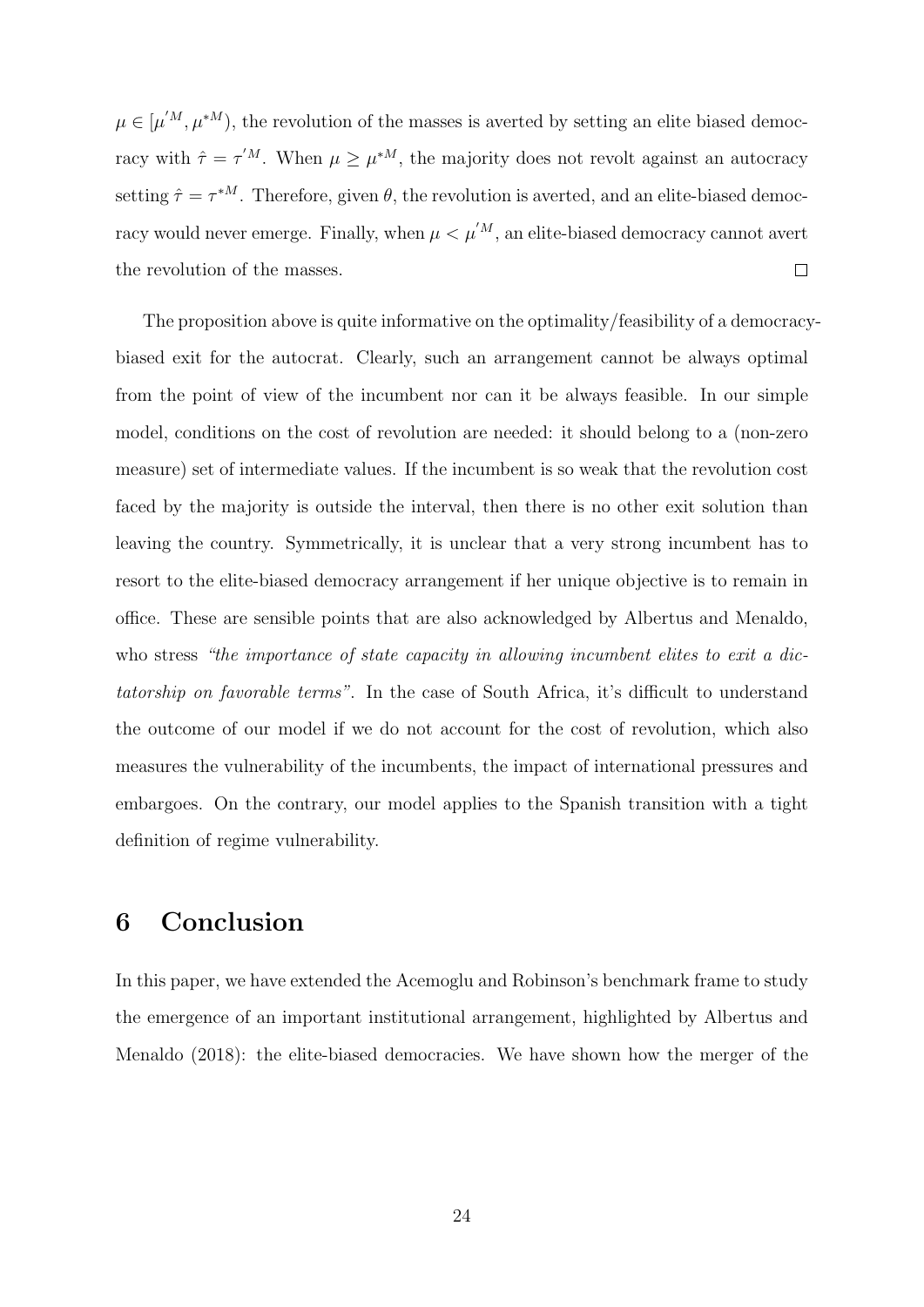$\mu \in [\mu^{'M}, \mu^{*M})$, the revolution of the masses is averted by setting an elite biased democracy with $\hat{\tau} = \tau^{'M}$. When $\mu \geq \mu^{*M}$, the majority does not revolt against an autocracy setting $\hat{\tau} = \tau^{*M}$. Therefore, given $\theta$, the revolution is averted, and an elite-biased democracy would never emerge. Finally, when $\mu < \mu^{'M}$, an elite-biased democracy cannot avert the revolution of the masses. □

The proposition above is quite informative on the optimality/feasibility of a democracy-biased exit for the autocrat. Clearly, such an arrangement cannot be always optimal from the point of view of the incumbent nor can it be always feasible. In our simple model, conditions on the cost of revolution are needed: it should belong to a (non-zero measure) set of intermediate values. If the incumbent is so weak that the revolution cost faced by the majority is outside the interval, then there is no other exit solution than leaving the country. Symmetrically, it is unclear that a very strong incumbent has to resort to the elite-biased democracy arrangement if her unique objective is to remain in office. These are sensible points that are also acknowledged by Albertus and Menaldo, who stress *"the importance of state capacity in allowing incumbent elites to exit a dictatorship on favorable terms"*. In the case of South Africa, it's difficult to understand the outcome of our model if we do not account for the cost of revolution, which also measures the vulnerability of the incumbents, the impact of international pressures and embargoes. On the contrary, our model applies to the Spanish transition with a tight definition of regime vulnerability.

# 6 Conclusion

In this paper, we have extended the Acemoglu and Robinson's benchmark frame to study the emergence of an important institutional arrangement, highlighted by Albertus and Menaldo (2018): the elite-biased democracies. We have shown how the merger of the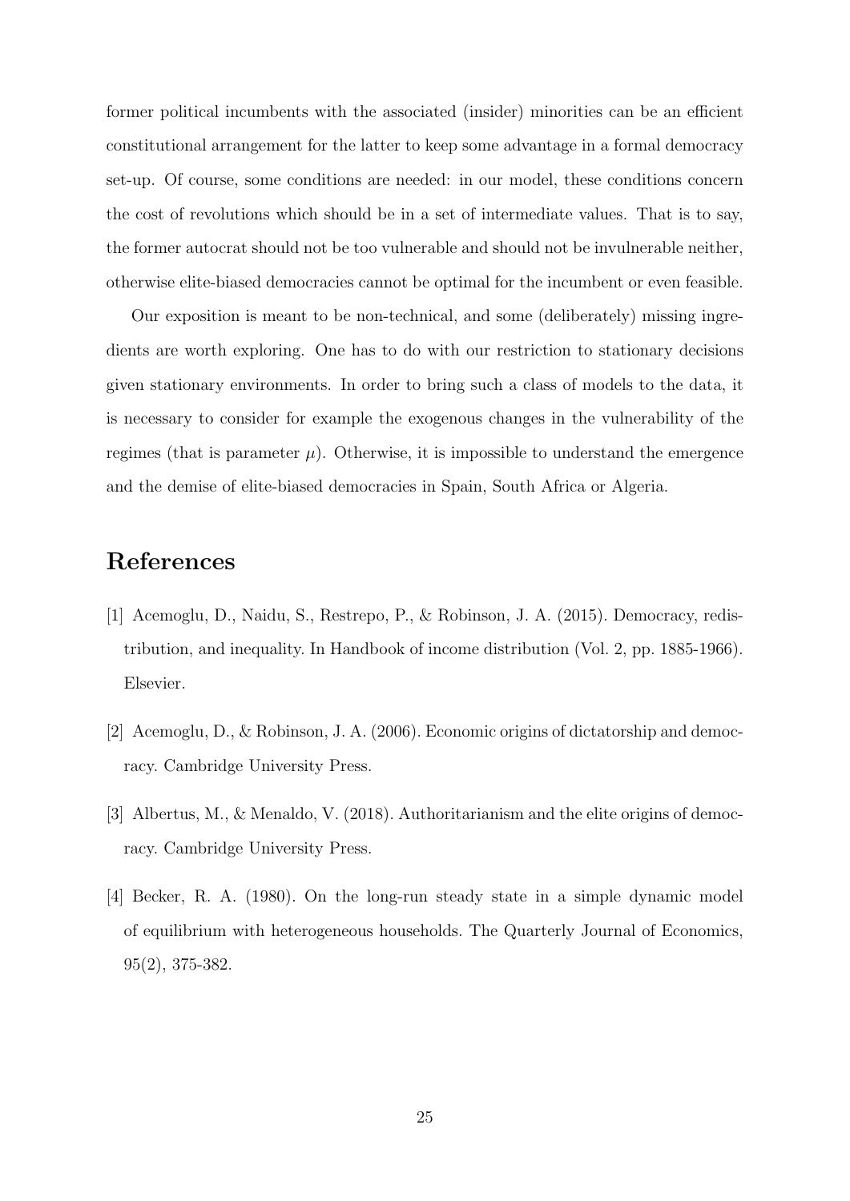former political incumbents with the associated (insider) minorities can be an efficient constitutional arrangement for the latter to keep some advantage in a formal democracy set-up. Of course, some conditions are needed: in our model, these conditions concern the cost of revolutions which should be in a set of intermediate values. That is to say, the former autocrat should not be too vulnerable and should not be invulnerable neither, otherwise elite-biased democracies cannot be optimal for the incumbent or even feasible.

Our exposition is meant to be non-technical, and some (deliberately) missing ingredients are worth exploring. One has to do with our restriction to stationary decisions given stationary environments. In order to bring such a class of models to the data, it is necessary to consider for example the exogenous changes in the vulnerability of the regimes (that is parameter $\mu$). Otherwise, it is impossible to understand the emergence and the demise of elite-biased democracies in Spain, South Africa or Algeria.

# References

[1] Acemoglu, D., Naidu, S., Restrepo, P., & Robinson, J. A. (2015). Democracy, redistribution, and inequality. In Handbook of income distribution (Vol. 2, pp. 1885-1966). Elsevier.

[2] Acemoglu, D., & Robinson, J. A. (2006). Economic origins of dictatorship and democracy. Cambridge University Press.

[3] Albertus, M., & Menaldo, V. (2018). Authoritarianism and the elite origins of democracy. Cambridge University Press.

[4] Becker, R. A. (1980). On the long-run steady state in a simple dynamic model of equilibrium with heterogeneous households. The Quarterly Journal of Economics, 95(2), 375-382.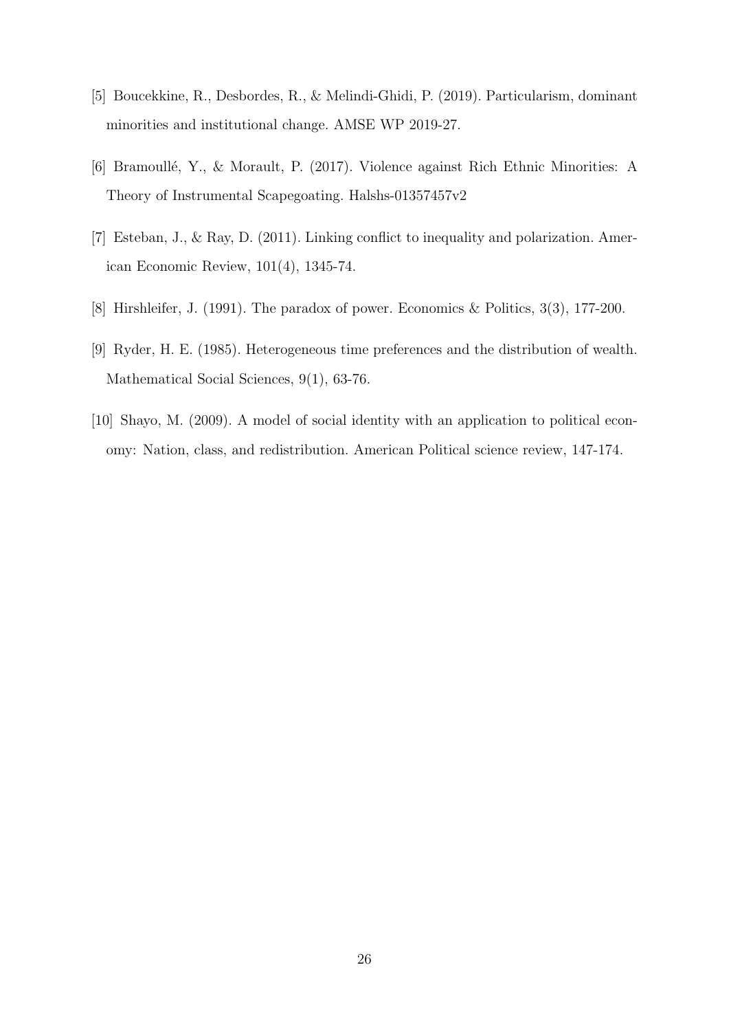[5] Boucekkine, R., Desbordes, R., & Melindi-Ghidi, P. (2019). Particularism, dominant minorities and institutional change. AMSE WP 2019-27.

[6] Bramoullé, Y., & Morault, P. (2017). Violence against Rich Ethnic Minorities: A Theory of Instrumental Scapegoating. Halshs-01357457v2

[7] Esteban, J., & Ray, D. (2011). Linking conflict to inequality and polarization. American Economic Review, 101(4), 1345-74.

[8] Hirshleifer, J. (1991). The paradox of power. Economics & Politics, 3(3), 177-200.

[9] Ryder, H. E. (1985). Heterogeneous time preferences and the distribution of wealth. Mathematical Social Sciences, 9(1), 63-76.

[10] Shayo, M. (2009). A model of social identity with an application to political economy: Nation, class, and redistribution. American Political science review, 147-174.